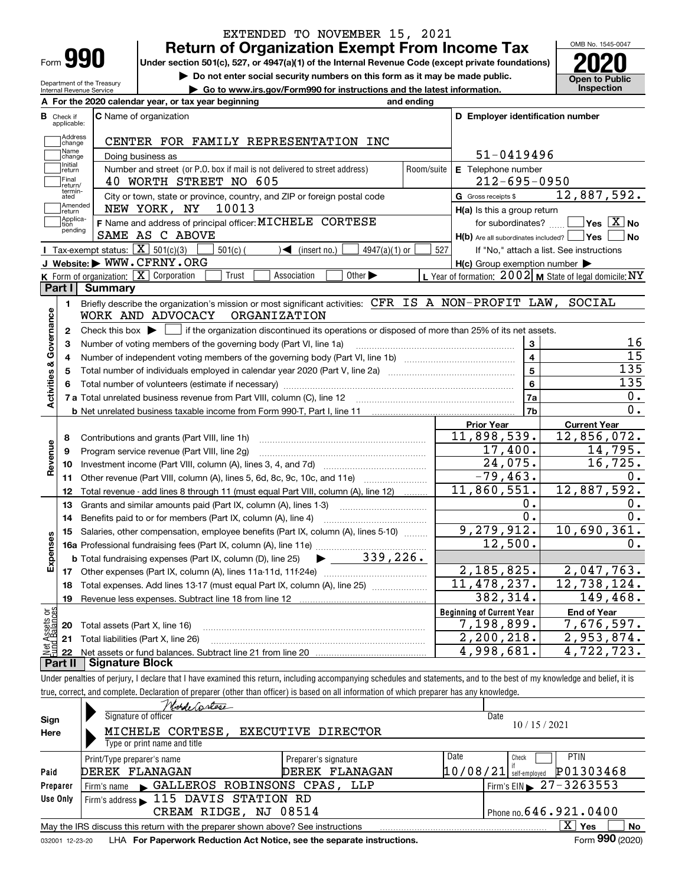EXTENDED TO NOVEMBER 15, 2021

# Form 990 — Return of Organization Exempt From Income Tax (2020)

Under section 501(c), 527, or 4947(a)(1) of the Internal Revenue Code (except private foundations)

▶ Do not enter social security numbers on this form as it may be made public.

▶ Go to www.irs.gov/Form990 for instructions and the latest information.

OMB No. 1545-0047 | 2020 | Open to Public Inspection

Department of the Treasury, Internal Revenue Service

**A** For the 2020 calendar year, or tax year beginning and ending

**B** Check if applicable: Address change, Name change, Initial return, Final return/terminated, Amended return, Application pending

**C** Name of organization: CENTER FOR FAMILY REPRESENTATION INC

Doing business as

Number and street (or P.O. box if mail is not delivered to street address): 40 WORTH STREET NO 605 — Room/suite

City or town, state or province, country, and ZIP or foreign postal code: NEW YORK, NY 10013

**D** Employer identification number: 51-0419496

**E** Telephone number: 212-695-0950

**G** Gross receipts $ 12,887,592.

**F** Name and address of principal officer: MICHELE CORTESE, SAME AS C ABOVE

**H(a)** Is this a group return for subordinates? Yes [ ] No [X]

**H(b)** Are all subordinates included? Yes [ ] No [ ] If "No," attach a list. See instructions

**H(c)** Group exemption number ▶

**I** Tax-exempt status: [X] 501(c)(3) [ ] 501(c)( ) ◀ (insert no.) [ ] 4947(a)(1) or [ ] 527

**J** Website: ▶ WWW.CFRNY.ORG

**K** Form of organization: [X] Corporation [ ] Trust [ ] Association [ ] Other ▶

**L** Year of formation: 2002 **M** State of legal domicile: NY

## Part I Summary

**Activities & Governance**

1 Briefly describe the organization's mission or most significant activities: CFR IS A NON-PROFIT LAW, SOCIAL WORK AND ADVOCACY ORGANIZATION

2 Check this box ▶ [ ] if the organization discontinued its operations or disposed of more than 25% of its net assets.

| Line | Description | | Value |
|---|---|---|---|
| 3 | Number of voting members of the governing body (Part VI, line 1a) | 3 | 16 |
| 4 | Number of independent voting members of the governing body (Part VI, line 1b) | 4 | 15 |
| 5 | Total number of individuals employed in calendar year 2020 (Part V, line 2a) | 5 | 135 |
| 6 | Total number of volunteers (estimate if necessary) | 6 | 135 |
| 7a | Total unrelated business revenue from Part VIII, column (C), line 12 | 7a | 0. |
| 7b | Net unrelated business taxable income from Form 990-T, Part I, line 11 | 7b | 0. |

| Line | Description | Prior Year | Current Year |
|---|---|---|---|
| **Revenue** | | | |
| 8 | Contributions and grants (Part VIII, line 1h) | 11,898,539. | 12,856,072. |
| 9 | Program service revenue (Part VIII, line 2g) | 17,400. | 14,795. |
| 10 | Investment income (Part VIII, column (A), lines 3, 4, and 7d) | 24,075. | 16,725. |
| 11 | Other revenue (Part VIII, column (A), lines 5, 6d, 8c, 9c, 10c, and 11e) | -79,463. | 0. |
| 12 | Total revenue - add lines 8 through 11 (must equal Part VIII, column (A), line 12) | 11,860,551. | 12,887,592. |
| **Expenses** | | | |
| 13 | Grants and similar amounts paid (Part IX, column (A), lines 1-3) | 0. | 0. |
| 14 | Benefits paid to or for members (Part IX, column (A), line 4) | 0. | 0. |
| 15 | Salaries, other compensation, employee benefits (Part IX, column (A), lines 5-10) | 9,279,912. | 10,690,361. |
| 16a | Professional fundraising fees (Part IX, column (A), line 11e) | 12,500. | 0. |
| b | Total fundraising expenses (Part IX, column (D), line 25) ▶ 339,226. | | |
| 17 | Other expenses (Part IX, column (A), lines 11a-11d, 11f-24e) | 2,185,825. | 2,047,763. |
| 18 | Total expenses. Add lines 13-17 (must equal Part IX, column (A), line 25) | 11,478,237. | 12,738,124. |
| 19 | Revenue less expenses. Subtract line 18 from line 12 | 382,314. | 149,468. |

| Line | Net Assets or Fund Balances | Beginning of Current Year | End of Year |
|---|---|---|---|
| 20 | Total assets (Part X, line 16) | 7,198,899. | 7,676,597. |
| 21 | Total liabilities (Part X, line 26) | 2,200,218. | 2,953,874. |
| 22 | Net assets or fund balances. Subtract line 21 from line 20 | 4,998,681. | 4,722,723. |

## Part II Signature Block

Under penalties of perjury, I declare that I have examined this return, including accompanying schedules and statements, and to the best of my knowledge and belief, it is true, correct, and complete. Declaration of preparer (other than officer) is based on all information of which preparer has any knowledge.

**Sign Here**

Signature of officer: Michele Cortese — Date: 10 / 15 / 2021

MICHELE CORTESE, EXECUTIVE DIRECTOR — Type or print name and title

**Paid Preparer Use Only**

| Print/Type preparer's name | Preparer's signature | Date | Check if self-employed | PTIN |
|---|---|---|---|---|
| DEREK FLANAGAN | DEREK FLANAGAN | 10/08/21 | [ ] | P01303468 |

Firm's name ▶ GALLEROS ROBINSONS CPAS, LLP — Firm's EIN ▶ 27-3263553

Firm's address ▶ 115 DAVIS STATION RD, CREAM RIDGE, NJ 08514 — Phone no. 646.921.0400

May the IRS discuss this return with the preparer shown above? See instructions [X] Yes [ ] No

032001 12-23-20 LHA For Paperwork Reduction Act Notice, see the separate instructions. Form 990 (2020)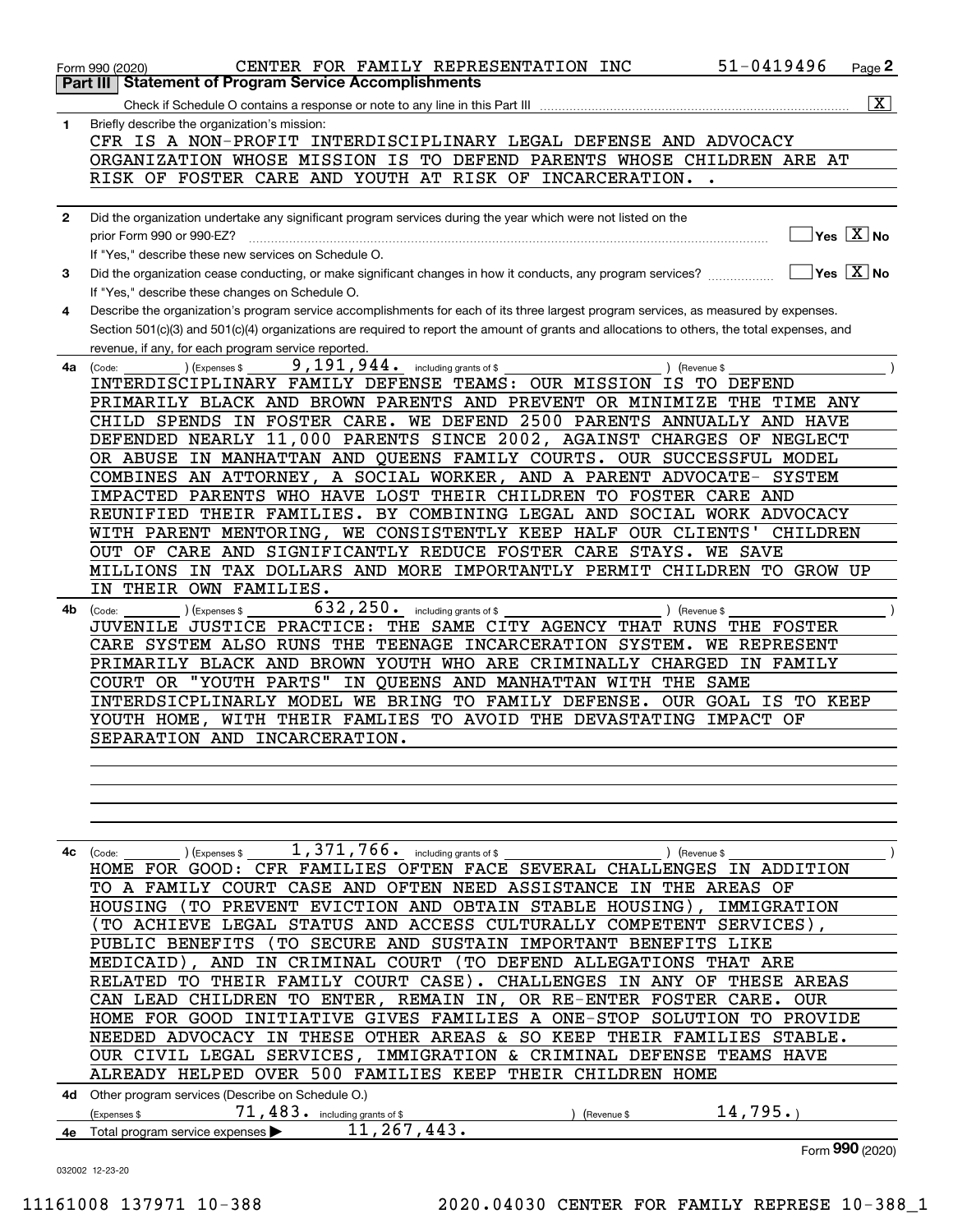Form 990 (2020) CENTER FOR FAMILY REPRESENTATION INC 51-0419496 Page 2

## Part III | Statement of Program Service Accomplishments

Check if Schedule O contains a response or note to any line in this Part III .......... [X]

**1** Briefly describe the organization's mission:

CFR IS A NON-PROFIT INTERDISCIPLINARY LEGAL DEFENSE AND ADVOCACY ORGANIZATION WHOSE MISSION IS TO DEFEND PARENTS WHOSE CHILDREN ARE AT RISK OF FOSTER CARE AND YOUTH AT RISK OF INCARCERATION. .

**2** Did the organization undertake any significant program services during the year which were not listed on the prior Form 990 or 990-EZ? .......... [ ] Yes [X] No

If "Yes," describe these new services on Schedule O.

**3** Did the organization cease conducting, or make significant changes in how it conducts, any program services? .......... [ ] Yes [X] No

If "Yes," describe these changes on Schedule O.

**4** Describe the organization's program service accomplishments for each of its three largest program services, as measured by expenses. Section 501(c)(3) and 501(c)(4) organizations are required to report the amount of grants and allocations to others, the total expenses, and revenue, if any, for each program service reported.

**4a** (Code: ) (Expenses $ 9,191,944. including grants of $ ) (Revenue $ )

INTERDISCIPLINARY FAMILY DEFENSE TEAMS: OUR MISSION IS TO DEFEND PRIMARILY BLACK AND BROWN PARENTS AND PREVENT OR MINIMIZE THE TIME ANY CHILD SPENDS IN FOSTER CARE. WE DEFEND 2500 PARENTS ANNUALLY AND HAVE DEFENDED NEARLY 11,000 PARENTS SINCE 2002, AGAINST CHARGES OF NEGLECT OR ABUSE IN MANHATTAN AND QUEENS FAMILY COURTS. OUR SUCCESSFUL MODEL COMBINES AN ATTORNEY, A SOCIAL WORKER, AND A PARENT ADVOCATE- SYSTEM IMPACTED PARENTS WHO HAVE LOST THEIR CHILDREN TO FOSTER CARE AND REUNIFIED THEIR FAMILIES. BY COMBINING LEGAL AND SOCIAL WORK ADVOCACY WITH PARENT MENTORING, WE CONSISTENTLY KEEP HALF OUR CLIENTS' CHILDREN OUT OF CARE AND SIGNIFICANTLY REDUCE FOSTER CARE STAYS. WE SAVE MILLIONS IN TAX DOLLARS AND MORE IMPORTANTLY PERMIT CHILDREN TO GROW UP IN THEIR OWN FAMILIES.

**4b** (Code: ) (Expenses $ 632,250. including grants of $ ) (Revenue $ )

JUVENILE JUSTICE PRACTICE: THE SAME CITY AGENCY THAT RUNS THE FOSTER CARE SYSTEM ALSO RUNS THE TEENAGE INCARCERATION SYSTEM. WE REPRESENT PRIMARILY BLACK AND BROWN YOUTH WHO ARE CRIMINALLY CHARGED IN FAMILY COURT OR "YOUTH PARTS" IN QUEENS AND MANHATTAN WITH THE SAME INTERDSICPLINARY MODEL WE BRING TO FAMILY DEFENSE. OUR GOAL IS TO KEEP YOUTH HOME, WITH THEIR FAMLIES TO AVOID THE DEVASTATING IMPACT OF SEPARATION AND INCARCERATION.

**4c** (Code: ) (Expenses $ 1,371,766. including grants of $ ) (Revenue $ )

HOME FOR GOOD: CFR FAMILIES OFTEN FACE SEVERAL CHALLENGES IN ADDITION TO A FAMILY COURT CASE AND OFTEN NEED ASSISTANCE IN THE AREAS OF HOUSING (TO PREVENT EVICTION AND OBTAIN STABLE HOUSING), IMMIGRATION (TO ACHIEVE LEGAL STATUS AND ACCESS CULTURALLY COMPETENT SERVICES), PUBLIC BENEFITS (TO SECURE AND SUSTAIN IMPORTANT BENEFITS LIKE MEDICAID), AND IN CRIMINAL COURT (TO DEFEND ALLEGATIONS THAT ARE RELATED TO THEIR FAMILY COURT CASE). CHALLENGES IN ANY OF THESE AREAS CAN LEAD CHILDREN TO ENTER, REMAIN IN, OR RE-ENTER FOSTER CARE. OUR HOME FOR GOOD INITIATIVE GIVES FAMILIES A ONE-STOP SOLUTION TO PROVIDE NEEDED ADVOCACY IN THESE OTHER AREAS & SO KEEP THEIR FAMILIES STABLE. OUR CIVIL LEGAL SERVICES, IMMIGRATION & CRIMINAL DEFENSE TEAMS HAVE ALREADY HELPED OVER 500 FAMILIES KEEP THEIR CHILDREN HOME

**4d** Other program services (Describe on Schedule O.)

(Expenses $ 71,483. including grants of $ ) (Revenue $ 14,795.)

**4e** Total program service expenses ▶ 11,267,443.

Form 990 (2020)

032002 12-23-20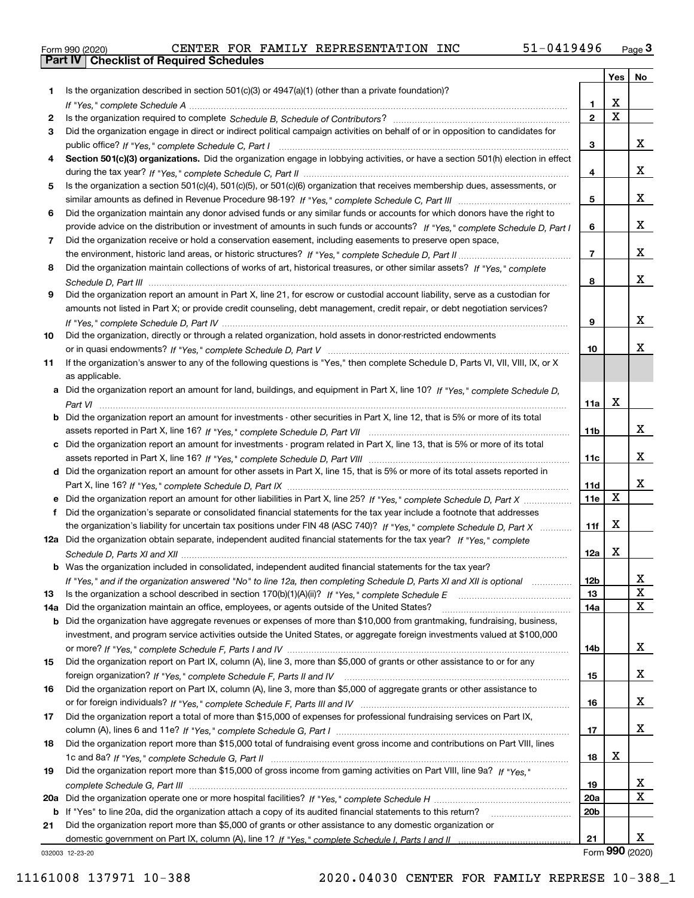Form 990 (2020) CENTER FOR FAMILY REPRESENTATION INC 51-0419496

## Part IV Checklist of Required Schedules

| | | | Yes | No |
|---|---|---|---|---|
| 1 | Is the organization described in section 501(c)(3) or 4947(a)(1) (other than a private foundation)? *If "Yes," complete Schedule A* | 1 | X | |
| 2 | Is the organization required to complete *Schedule B, Schedule of Contributors*? | 2 | X | |
| 3 | Did the organization engage in direct or indirect political campaign activities on behalf of or in opposition to candidates for public office? *If "Yes," complete Schedule C, Part I* | 3 | | X |
| 4 | **Section 501(c)(3) organizations.** Did the organization engage in lobbying activities, or have a section 501(h) election in effect during the tax year? *If "Yes," complete Schedule C, Part II* | 4 | | X |
| 5 | Is the organization a section 501(c)(4), 501(c)(5), or 501(c)(6) organization that receives membership dues, assessments, or similar amounts as defined in Revenue Procedure 98-19? *If "Yes," complete Schedule C, Part III* | 5 | | X |
| 6 | Did the organization maintain any donor advised funds or any similar funds or accounts for which donors have the right to provide advice on the distribution or investment of amounts in such funds or accounts? *If "Yes," complete Schedule D, Part I* | 6 | | X |
| 7 | Did the organization receive or hold a conservation easement, including easements to preserve open space, the environment, historic land areas, or historic structures? *If "Yes," complete Schedule D, Part II* | 7 | | X |
| 8 | Did the organization maintain collections of works of art, historical treasures, or other similar assets? *If "Yes," complete Schedule D, Part III* | 8 | | X |
| 9 | Did the organization report an amount in Part X, line 21, for escrow or custodial account liability, serve as a custodian for amounts not listed in Part X; or provide credit counseling, debt management, credit repair, or debt negotiation services? *If "Yes," complete Schedule D, Part IV* | 9 | | X |
| 10 | Did the organization, directly or through a related organization, hold assets in donor-restricted endowments or in quasi endowments? *If "Yes," complete Schedule D, Part V* | 10 | | X |
| 11 | If the organization's answer to any of the following questions is "Yes," then complete Schedule D, Parts VI, VII, VIII, IX, or X as applicable. | | | |
| a | Did the organization report an amount for land, buildings, and equipment in Part X, line 10? *If "Yes," complete Schedule D, Part VI* | 11a | X | |
| b | Did the organization report an amount for investments - other securities in Part X, line 12, that is 5% or more of its total assets reported in Part X, line 16? *If "Yes," complete Schedule D, Part VII* | 11b | | X |
| c | Did the organization report an amount for investments - program related in Part X, line 13, that is 5% or more of its total assets reported in Part X, line 16? *If "Yes," complete Schedule D, Part VIII* | 11c | | X |
| d | Did the organization report an amount for other assets in Part X, line 15, that is 5% or more of its total assets reported in Part X, line 16? *If "Yes," complete Schedule D, Part IX* | 11d | | X |
| e | Did the organization report an amount for other liabilities in Part X, line 25? *If "Yes," complete Schedule D, Part X* | 11e | X | |
| f | Did the organization's separate or consolidated financial statements for the tax year include a footnote that addresses the organization's liability for uncertain tax positions under FIN 48 (ASC 740)? *If "Yes," complete Schedule D, Part X* | 11f | X | |
| 12a | Did the organization obtain separate, independent audited financial statements for the tax year? *If "Yes," complete Schedule D, Parts XI and XII* | 12a | X | |
| b | Was the organization included in consolidated, independent audited financial statements for the tax year? *If "Yes," and if the organization answered "No" to line 12a, then completing Schedule D, Parts XI and XII is optional* | 12b | | X |
| 13 | Is the organization a school described in section 170(b)(1)(A)(ii)? *If "Yes," complete Schedule E* | 13 | | X |
| 14a | Did the organization maintain an office, employees, or agents outside of the United States? | 14a | | X |
| b | Did the organization have aggregate revenues or expenses of more than $10,000 from grantmaking, fundraising, business, investment, and program service activities outside the United States, or aggregate foreign investments valued at $100,000 or more? *If "Yes," complete Schedule F, Parts I and IV* | 14b | | X |
| 15 | Did the organization report on Part IX, column (A), line 3, more than $5,000 of grants or other assistance to or for any foreign organization? *If "Yes," complete Schedule F, Parts II and IV* | 15 | | X |
| 16 | Did the organization report on Part IX, column (A), line 3, more than $5,000 of aggregate grants or other assistance to or for foreign individuals? *If "Yes," complete Schedule F, Parts III and IV* | 16 | | X |
| 17 | Did the organization report a total of more than $15,000 of expenses for professional fundraising services on Part IX, column (A), lines 6 and 11e? *If "Yes," complete Schedule G, Part I* | 17 | | X |
| 18 | Did the organization report more than $15,000 total of fundraising event gross income and contributions on Part VIII, lines 1c and 8a? *If "Yes," complete Schedule G, Part II* | 18 | X | |
| 19 | Did the organization report more than $15,000 of gross income from gaming activities on Part VIII, line 9a? *If "Yes," complete Schedule G, Part III* | 19 | | X |
| 20a | Did the organization operate one or more hospital facilities? *If "Yes," complete Schedule H* | 20a | | X |
| b | If "Yes" to line 20a, did the organization attach a copy of its audited financial statements to this return? | 20b | | |
| 21 | Did the organization report more than $5,000 of grants or other assistance to any domestic organization or domestic government on Part IX, column (A), line 1? *If "Yes," complete Schedule I, Parts I and II* | 21 | | X |

032003 12-23-20

Form **990** (2020)

11161008 137971 10-388 2020.04030 CENTER FOR FAMILY REPRESE 10-388_1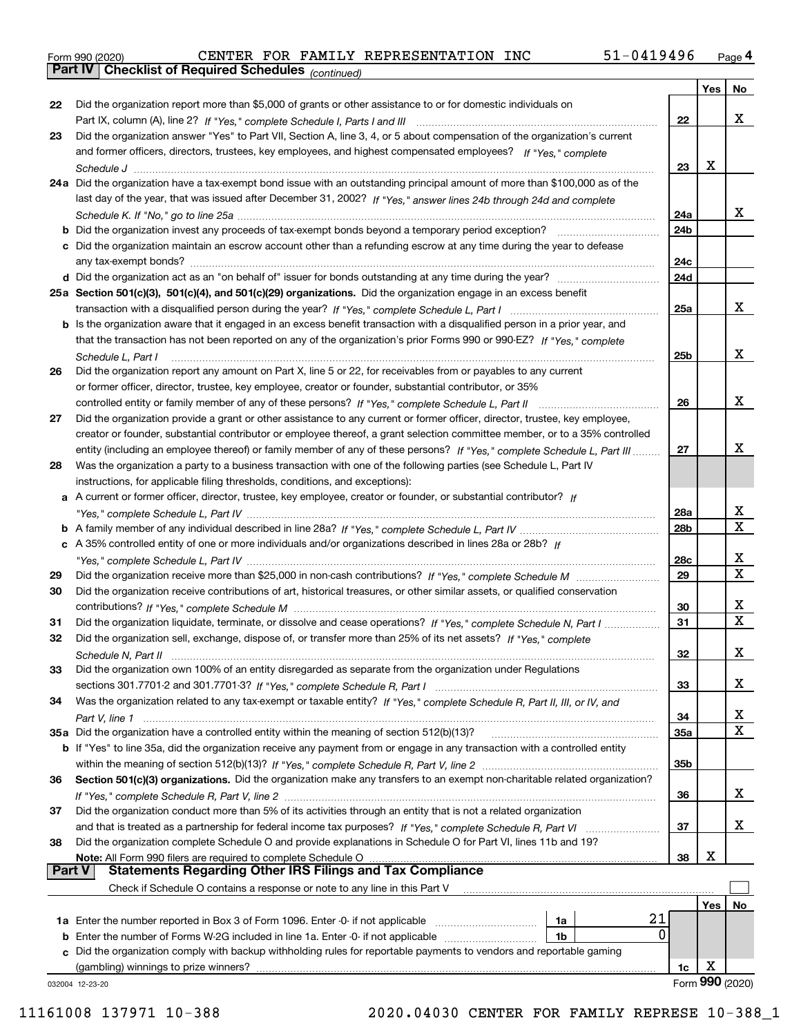Form 990 (2020) CENTER FOR FAMILY REPRESENTATION INC 51-0419496 Page 4

## Part IV Checklist of Required Schedules *(continued)*

| | | | Yes | No |
|---|---|---|---|---|
| 22 | Did the organization report more than $5,000 of grants or other assistance to or for domestic individuals on Part IX, column (A), line 2? *If "Yes," complete Schedule I, Parts I and III* | 22 | | X |
| 23 | Did the organization answer "Yes" to Part VII, Section A, line 3, 4, or 5 about compensation of the organization's current and former officers, directors, trustees, key employees, and highest compensated employees? *If "Yes," complete Schedule J* | 23 | X | |
| 24a | Did the organization have a tax-exempt bond issue with an outstanding principal amount of more than $100,000 as of the last day of the year, that was issued after December 31, 2002? *If "Yes," answer lines 24b through 24d and complete Schedule K. If "No," go to line 25a* | 24a | | X |
| b | Did the organization invest any proceeds of tax-exempt bonds beyond a temporary period exception? | 24b | | |
| c | Did the organization maintain an escrow account other than a refunding escrow at any time during the year to defease any tax-exempt bonds? | 24c | | |
| d | Did the organization act as an "on behalf of" issuer for bonds outstanding at any time during the year? | 24d | | |
| 25a | **Section 501(c)(3), 501(c)(4), and 501(c)(29) organizations.** Did the organization engage in an excess benefit transaction with a disqualified person during the year? *If "Yes," complete Schedule L, Part I* | 25a | | X |
| b | Is the organization aware that it engaged in an excess benefit transaction with a disqualified person in a prior year, and that the transaction has not been reported on any of the organization's prior Forms 990 or 990-EZ? *If "Yes," complete Schedule L, Part I* | 25b | | X |
| 26 | Did the organization report any amount on Part X, line 5 or 22, for receivables from or payables to any current or former officer, director, trustee, key employee, creator or founder, substantial contributor, or 35% controlled entity or family member of any of these persons? *If "Yes," complete Schedule L, Part II* | 26 | | X |
| 27 | Did the organization provide a grant or other assistance to any current or former officer, director, trustee, key employee, creator or founder, substantial contributor or employee thereof, a grant selection committee member, or to a 35% controlled entity (including an employee thereof) or family member of any of these persons? *If "Yes," complete Schedule L, Part III* | 27 | | X |
| 28 | Was the organization a party to a business transaction with one of the following parties (see Schedule L, Part IV instructions, for applicable filing thresholds, conditions, and exceptions): | | | |
| a | A current or former officer, director, trustee, key employee, creator or founder, or substantial contributor? *If "Yes," complete Schedule L, Part IV* | 28a | | X |
| b | A family member of any individual described in line 28a? *If "Yes," complete Schedule L, Part IV* | 28b | | X |
| c | A 35% controlled entity of one or more individuals and/or organizations described in lines 28a or 28b? *If "Yes," complete Schedule L, Part IV* | 28c | | X |
| 29 | Did the organization receive more than $25,000 in non-cash contributions? *If "Yes," complete Schedule M* | 29 | | X |
| 30 | Did the organization receive contributions of art, historical treasures, or other similar assets, or qualified conservation contributions? *If "Yes," complete Schedule M* | 30 | | X |
| 31 | Did the organization liquidate, terminate, or dissolve and cease operations? *If "Yes," complete Schedule N, Part I* | 31 | | X |
| 32 | Did the organization sell, exchange, dispose of, or transfer more than 25% of its net assets? *If "Yes," complete Schedule N, Part II* | 32 | | X |
| 33 | Did the organization own 100% of an entity disregarded as separate from the organization under Regulations sections 301.7701-2 and 301.7701-3? *If "Yes," complete Schedule R, Part I* | 33 | | X |
| 34 | Was the organization related to any tax-exempt or taxable entity? *If "Yes," complete Schedule R, Part II, III, or IV, and Part V, line 1* | 34 | | X |
| 35a | Did the organization have a controlled entity within the meaning of section 512(b)(13)? | 35a | | X |
| b | If "Yes" to line 35a, did the organization receive any payment from or engage in any transaction with a controlled entity within the meaning of section 512(b)(13)? *If "Yes," complete Schedule R, Part V, line 2* | 35b | | |
| 36 | **Section 501(c)(3) organizations.** Did the organization make any transfers to an exempt non-charitable related organization? *If "Yes," complete Schedule R, Part V, line 2* | 36 | | X |
| 37 | Did the organization conduct more than 5% of its activities through an entity that is not a related organization and that is treated as a partnership for federal income tax purposes? *If "Yes," complete Schedule R, Part VI* | 37 | | X |
| 38 | Did the organization complete Schedule O and provide explanations in Schedule O for Part VI, lines 11b and 19? **Note:** All Form 990 filers are required to complete Schedule O | 38 | X | |

## Part V Statements Regarding Other IRS Filings and Tax Compliance

Check if Schedule O contains a response or note to any line in this Part V

| | | | | Yes | No |
|---|---|---|---|---|---|
| 1a | Enter the number reported in Box 3 of Form 1096. Enter -0- if not applicable | 1a | 21 | | |
| b | Enter the number of Forms W-2G included in line 1a. Enter -0- if not applicable | 1b | 0 | | |
| c | Did the organization comply with backup withholding rules for reportable payments to vendors and reportable gaming (gambling) winnings to prize winners? | | 1c | X | |

032004 12-23-20 Form **990** (2020)

11161008 137971 10-388 2020.04030 CENTER FOR FAMILY REPRESE 10-388_1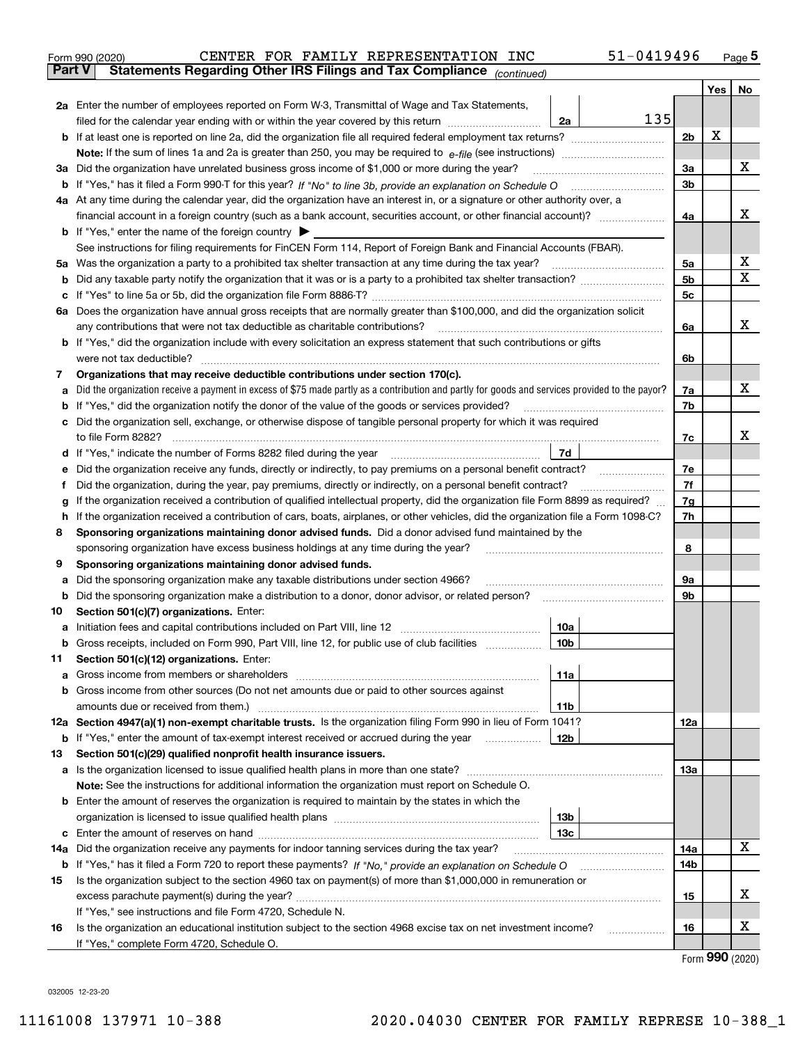Form 990 (2020) CENTER FOR FAMILY REPRESENTATION INC 51-0419496 Page 5

**Part V Statements Regarding Other IRS Filings and Tax Compliance** *(continued)*

| | | | | | Yes | No |
|---|---|---|---|---|---|---|
| **2a** | Enter the number of employees reported on Form W-3, Transmittal of Wage and Tax Statements, filed for the calendar year ending with or within the year covered by this return | 2a | 135 | | | |
| **b** | If at least one is reported on line 2a, did the organization file all required federal employment tax returns? | | | 2b | X | |
| | **Note:** If the sum of lines 1a and 2a is greater than 250, you may be required to *e-file* (see instructions) | | | | | |
| **3a** | Did the organization have unrelated business gross income of $1,000 or more during the year? | | | 3a | | X |
| **b** | If "Yes," has it filed a Form 990-T for this year? *If "No" to line 3b, provide an explanation on Schedule O* | | | 3b | | |
| **4a** | At any time during the calendar year, did the organization have an interest in, or a signature or other authority over, a financial account in a foreign country (such as a bank account, securities account, or other financial account)? | | | 4a | | X |
| **b** | If "Yes," enter the name of the foreign country ▶ | | | | | |
| | See instructions for filing requirements for FinCEN Form 114, Report of Foreign Bank and Financial Accounts (FBAR). | | | | | |
| **5a** | Was the organization a party to a prohibited tax shelter transaction at any time during the tax year? | | | 5a | | X |
| **b** | Did any taxable party notify the organization that it was or is a party to a prohibited tax shelter transaction? | | | 5b | | X |
| **c** | If "Yes" to line 5a or 5b, did the organization file Form 8886-T? | | | 5c | | |
| **6a** | Does the organization have annual gross receipts that are normally greater than $100,000, and did the organization solicit any contributions that were not tax deductible as charitable contributions? | | | 6a | | X |
| **b** | If "Yes," did the organization include with every solicitation an express statement that such contributions or gifts were not tax deductible? | | | 6b | | |
| **7** | **Organizations that may receive deductible contributions under section 170(c).** | | | | | |
| **a** | Did the organization receive a payment in excess of $75 made partly as a contribution and partly for goods and services provided to the payor? | | | 7a | | X |
| **b** | If "Yes," did the organization notify the donor of the value of the goods or services provided? | | | 7b | | |
| **c** | Did the organization sell, exchange, or otherwise dispose of tangible personal property for which it was required to file Form 8282? | | | 7c | | X |
| **d** | If "Yes," indicate the number of Forms 8282 filed during the year | 7d | | | | |
| **e** | Did the organization receive any funds, directly or indirectly, to pay premiums on a personal benefit contract? | | | 7e | | |
| **f** | Did the organization, during the year, pay premiums, directly or indirectly, on a personal benefit contract? | | | 7f | | |
| **g** | If the organization received a contribution of qualified intellectual property, did the organization file Form 8899 as required? | | | 7g | | |
| **h** | If the organization received a contribution of cars, boats, airplanes, or other vehicles, did the organization file a Form 1098-C? | | | 7h | | |
| **8** | **Sponsoring organizations maintaining donor advised funds.** Did a donor advised fund maintained by the sponsoring organization have excess business holdings at any time during the year? | | | 8 | | |
| **9** | **Sponsoring organizations maintaining donor advised funds.** | | | | | |
| **a** | Did the sponsoring organization make any taxable distributions under section 4966? | | | 9a | | |
| **b** | Did the sponsoring organization make a distribution to a donor, donor advisor, or related person? | | | 9b | | |
| **10** | **Section 501(c)(7) organizations.** Enter: | | | | | |
| **a** | Initiation fees and capital contributions included on Part VIII, line 12 | 10a | | | | |
| **b** | Gross receipts, included on Form 990, Part VIII, line 12, for public use of club facilities | 10b | | | | |
| **11** | **Section 501(c)(12) organizations.** Enter: | | | | | |
| **a** | Gross income from members or shareholders | 11a | | | | |
| **b** | Gross income from other sources (Do not net amounts due or paid to other sources against amounts due or received from them.) | 11b | | | | |
| **12a** | **Section 4947(a)(1) non-exempt charitable trusts.** Is the organization filing Form 990 in lieu of Form 1041? | | | 12a | | |
| **b** | If "Yes," enter the amount of tax-exempt interest received or accrued during the year | 12b | | | | |
| **13** | **Section 501(c)(29) qualified nonprofit health insurance issuers.** | | | | | |
| **a** | Is the organization licensed to issue qualified health plans in more than one state? | | | 13a | | |
| | **Note:** See the instructions for additional information the organization must report on Schedule O. | | | | | |
| **b** | Enter the amount of reserves the organization is required to maintain by the states in which the organization is licensed to issue qualified health plans | 13b | | | | |
| **c** | Enter the amount of reserves on hand | 13c | | | | |
| **14a** | Did the organization receive any payments for indoor tanning services during the tax year? | | | 14a | | X |
| **b** | If "Yes," has it filed a Form 720 to report these payments? *If "No," provide an explanation on Schedule O* | | | 14b | | |
| **15** | Is the organization subject to the section 4960 tax on payment(s) of more than $1,000,000 in remuneration or excess parachute payment(s) during the year? | | | 15 | | X |
| | If "Yes," see instructions and file Form 4720, Schedule N. | | | | | |
| **16** | Is the organization an educational institution subject to the section 4968 excise tax on net investment income? | | | 16 | | X |
| | If "Yes," complete Form 4720, Schedule O. | | | | | |

Form **990** (2020)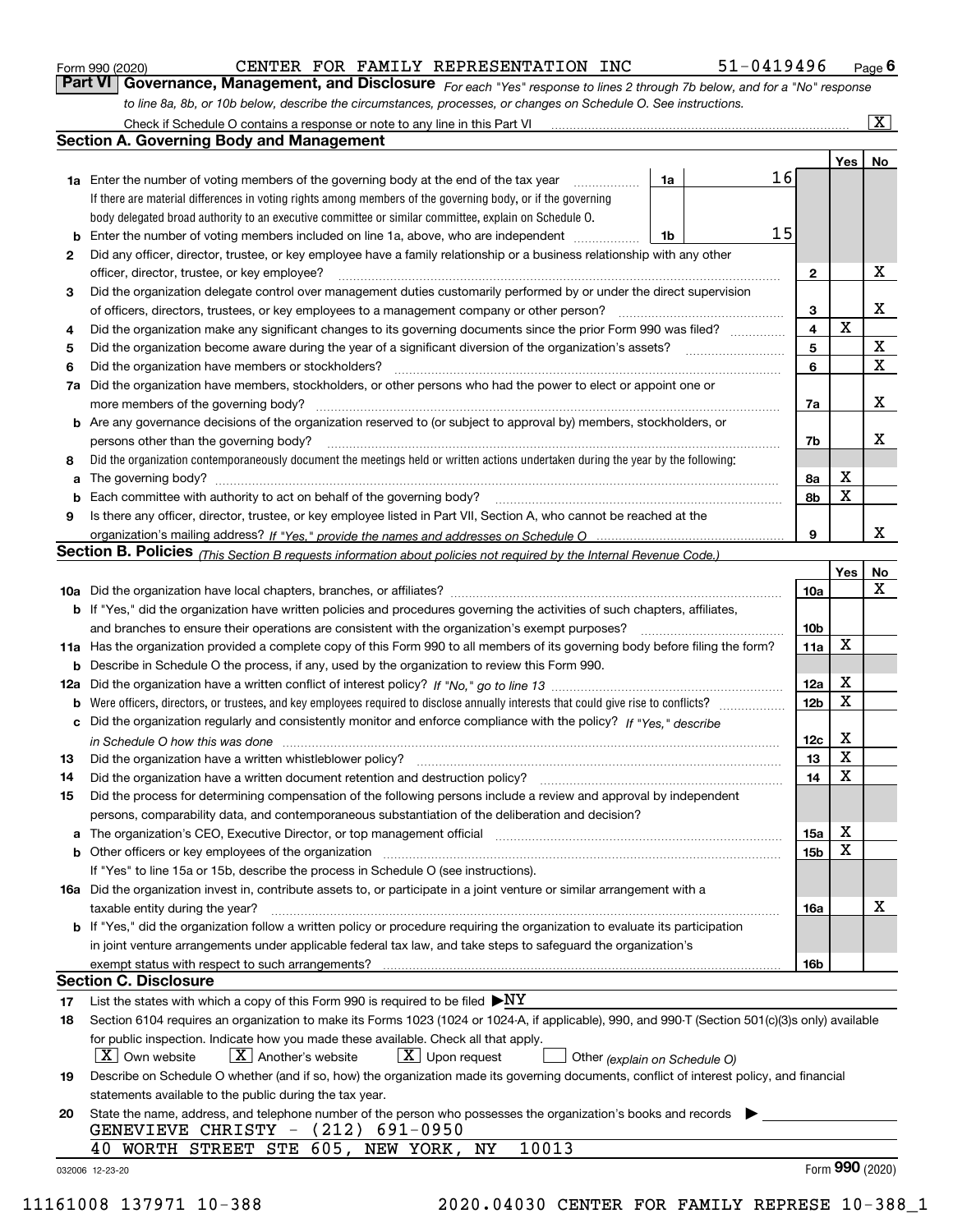Form 990 (2020) CENTER FOR FAMILY REPRESENTATION INC 51-0419496

## Part VI Governance, Management, and Disclosure

*For each "Yes" response to lines 2 through 7b below, and for a "No" response to line 8a, 8b, or 10b below, describe the circumstances, processes, or changes on Schedule O. See instructions.*

Check if Schedule O contains a response or note to any line in this Part VI .......... [X]

### Section A. Governing Body and Management

| | | | | Yes | No |
|---|---|---|---|---|---|
| **1a** | Enter the number of voting members of the governing body at the end of the tax year (1a) | 16 | | | |
| | If there are material differences in voting rights among members of the governing body, or if the governing body delegated broad authority to an executive committee or similar committee, explain on Schedule O. | | | | |
| **b** | Enter the number of voting members included on line 1a, above, who are independent (1b) | 15 | | | |
| **2** | Did any officer, director, trustee, or key employee have a family relationship or a business relationship with any other officer, director, trustee, or key employee? | | 2 | | X |
| **3** | Did the organization delegate control over management duties customarily performed by or under the direct supervision of officers, directors, trustees, or key employees to a management company or other person? | | 3 | | X |
| **4** | Did the organization make any significant changes to its governing documents since the prior Form 990 was filed? | | 4 | X | |
| **5** | Did the organization become aware during the year of a significant diversion of the organization's assets? | | 5 | | X |
| **6** | Did the organization have members or stockholders? | | 6 | | X |
| **7a** | Did the organization have members, stockholders, or other persons who had the power to elect or appoint one or more members of the governing body? | | 7a | | X |
| **b** | Are any governance decisions of the organization reserved to (or subject to approval by) members, stockholders, or persons other than the governing body? | | 7b | | X |
| **8** | Did the organization contemporaneously document the meetings held or written actions undertaken during the year by the following: | | | | |
| **a** | The governing body? | | 8a | X | |
| **b** | Each committee with authority to act on behalf of the governing body? | | 8b | X | |
| **9** | Is there any officer, director, trustee, or key employee listed in Part VII, Section A, who cannot be reached at the organization's mailing address? *If "Yes," provide the names and addresses on Schedule O* | | 9 | | X |

### Section B. Policies *(This Section B requests information about policies not required by the Internal Revenue Code.)*

| | | | Yes | No |
|---|---|---|---|---|
| **10a** | Did the organization have local chapters, branches, or affiliates? | 10a | | X |
| **b** | If "Yes," did the organization have written policies and procedures governing the activities of such chapters, affiliates, and branches to ensure their operations are consistent with the organization's exempt purposes? | 10b | | |
| **11a** | Has the organization provided a complete copy of this Form 990 to all members of its governing body before filing the form? | 11a | X | |
| **b** | Describe in Schedule O the process, if any, used by the organization to review this Form 990. | | | |
| **12a** | Did the organization have a written conflict of interest policy? *If "No," go to line 13* | 12a | X | |
| **b** | Were officers, directors, or trustees, and key employees required to disclose annually interests that could give rise to conflicts? | 12b | X | |
| **c** | Did the organization regularly and consistently monitor and enforce compliance with the policy? *If "Yes," describe in Schedule O how this was done* | 12c | X | |
| **13** | Did the organization have a written whistleblower policy? | 13 | X | |
| **14** | Did the organization have a written document retention and destruction policy? | 14 | X | |
| **15** | Did the process for determining compensation of the following persons include a review and approval by independent persons, comparability data, and contemporaneous substantiation of the deliberation and decision? | | | |
| **a** | The organization's CEO, Executive Director, or top management official | 15a | X | |
| **b** | Other officers or key employees of the organization | 15b | X | |
| | If "Yes" to line 15a or 15b, describe the process in Schedule O (see instructions). | | | |
| **16a** | Did the organization invest in, contribute assets to, or participate in a joint venture or similar arrangement with a taxable entity during the year? | 16a | | X |
| **b** | If "Yes," did the organization follow a written policy or procedure requiring the organization to evaluate its participation in joint venture arrangements under applicable federal tax law, and take steps to safeguard the organization's exempt status with respect to such arrangements? | 16b | | |

### Section C. Disclosure

**17** List the states with which a copy of this Form 990 is required to be filed ▶ NY

**18** Section 6104 requires an organization to make its Forms 1023 (1024 or 1024-A, if applicable), 990, and 990-T (Section 501(c)(3)s only) available for public inspection. Indicate how you made these available. Check all that apply.

[X] Own website [X] Another's website [X] Upon request [ ] Other *(explain on Schedule O)*

**19** Describe on Schedule O whether (and if so, how) the organization made its governing documents, conflict of interest policy, and financial statements available to the public during the tax year.

**20** State the name, address, and telephone number of the person who possesses the organization's books and records ▶

GENEVIEVE CHRISTY - (212) 691-0950
40 WORTH STREET STE 605, NEW YORK, NY 10013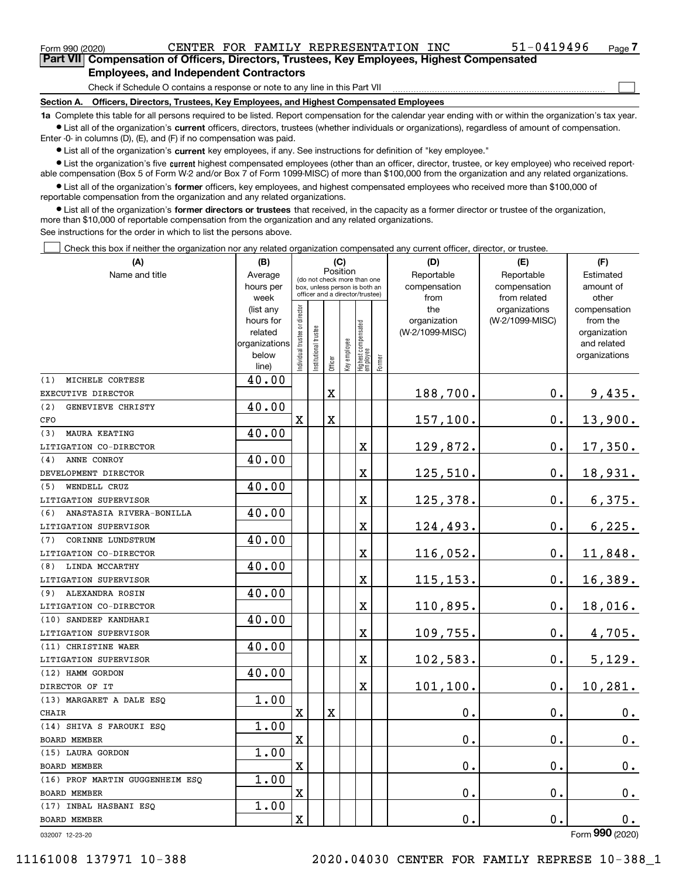Form 990 (2020) CENTER FOR FAMILY REPRESENTATION INC 51-0419496

## Part VII Compensation of Officers, Directors, Trustees, Key Employees, Highest Compensated Employees, and Independent Contractors

Check if Schedule O contains a response or note to any line in this Part VII

### Section A. Officers, Directors, Trustees, Key Employees, and Highest Compensated Employees

**1a** Complete this table for all persons required to be listed. Report compensation for the calendar year ending with or within the organization's tax year.

- List all of the organization's **current** officers, directors, trustees (whether individuals or organizations), regardless of amount of compensation. Enter -0- in columns (D), (E), and (F) if no compensation was paid.
- List all of the organization's **current** key employees, if any. See instructions for definition of "key employee."
- List the organization's five **current** highest compensated employees (other than an officer, director, trustee, or key employee) who received reportable compensation (Box 5 of Form W-2 and/or Box 7 of Form 1099-MISC) of more than $100,000 from the organization and any related organizations.
- List all of the organization's **former** officers, key employees, and highest compensated employees who received more than $100,000 of reportable compensation from the organization and any related organizations.
- List all of the organization's **former directors or trustees** that received, in the capacity as a former director or trustee of the organization, more than $10,000 of reportable compensation from the organization and any related organizations.

See instructions for the order in which to list the persons above.

Check this box if neither the organization nor any related organization compensated any current officer, director, or trustee.

| (A) Name and title | (B) Average hours per week (list any hours for related organizations below line) | (C) Position: Individual trustee or director | Institutional trustee | Officer | Key employee | Highest compensated employee | Former | (D) Reportable compensation from the organization (W-2/1099-MISC) | (E) Reportable compensation from related organizations (W-2/1099-MISC) | (F) Estimated amount of other compensation from the organization and related organizations |
|---|---|---|---|---|---|---|---|---|---|---|
| (1) MICHELE CORTESE<br>EXECUTIVE DIRECTOR | 40.00 | | | X | | | | 188,700. | 0. | 9,435. |
| (2) GENEVIEVE CHRISTY<br>CFO | 40.00 | X | | X | | | | 157,100. | 0. | 13,900. |
| (3) MAURA KEATING<br>LITIGATION CO-DIRECTOR | 40.00 | | | | | X | | 129,872. | 0. | 17,350. |
| (4) ANNE CONROY<br>DEVELOPMENT DIRECTOR | 40.00 | | | | | X | | 125,510. | 0. | 18,931. |
| (5) WENDELL CRUZ<br>LITIGATION SUPERVISOR | 40.00 | | | | | X | | 125,378. | 0. | 6,375. |
| (6) ANASTASIA RIVERA-BONILLA<br>LITIGATION SUPERVISOR | 40.00 | | | | | X | | 124,493. | 0. | 6,225. |
| (7) CORINNE LUNDSTRUM<br>LITIGATION CO-DIRECTOR | 40.00 | | | | | X | | 116,052. | 0. | 11,848. |
| (8) LINDA MCCARTHY<br>LITIGATION SUPERVISOR | 40.00 | | | | | X | | 115,153. | 0. | 16,389. |
| (9) ALEXANDRA ROSIN<br>LITIGATION CO-DIRECTOR | 40.00 | | | | | X | | 110,895. | 0. | 18,016. |
| (10) SANDEEP KANDHARI<br>LITIGATION SUPERVISOR | 40.00 | | | | | X | | 109,755. | 0. | 4,705. |
| (11) CHRISTINE WAER<br>LITIGATION SUPERVISOR | 40.00 | | | | | X | | 102,583. | 0. | 5,129. |
| (12) HAMM GORDON<br>DIRECTOR OF IT | 40.00 | | | | | X | | 101,100. | 0. | 10,281. |
| (13) MARGARET A DALE ESQ<br>CHAIR | 1.00 | X | | X | | | | 0. | 0. | 0. |
| (14) SHIVA S FAROUKI ESQ<br>BOARD MEMBER | 1.00 | X | | | | | | 0. | 0. | 0. |
| (15) LAURA GORDON<br>BOARD MEMBER | 1.00 | X | | | | | | 0. | 0. | 0. |
| (16) PROF MARTIN GUGGENHEIM ESQ<br>BOARD MEMBER | 1.00 | X | | | | | | 0. | 0. | 0. |
| (17) INBAL HASBANI ESQ<br>BOARD MEMBER | 1.00 | X | | | | | | 0. | 0. | 0. |

032007 12-23-20 Form 990 (2020)

11161008 137971 10-388 2020.04030 CENTER FOR FAMILY REPRESE 10-388_1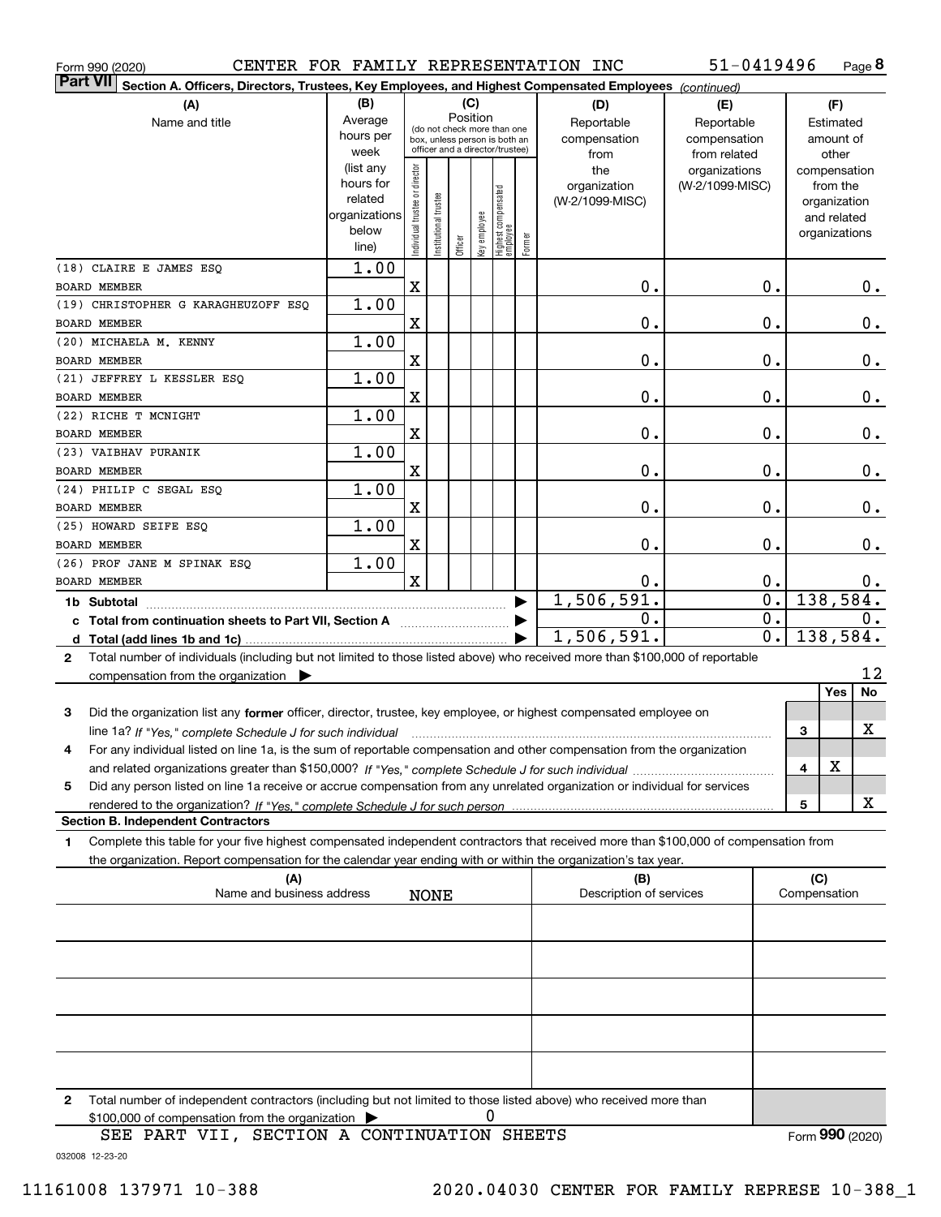Form 990 (2020) CENTER FOR FAMILY REPRESENTATION INC 51-0419496

**Part VII** Section A. Officers, Directors, Trustees, Key Employees, and Highest Compensated Employees *(continued)*

| (A) Name and title | (B) Average hours per week (list any hours for related organizations below line) | (C) Position: Individual trustee or director | Institutional trustee | Officer | Key employee | Highest compensated employee | Former | (D) Reportable compensation from the organization (W-2/1099-MISC) | (E) Reportable compensation from related organizations (W-2/1099-MISC) | (F) Estimated amount of other compensation from the organization and related organizations |
|---|---|---|---|---|---|---|---|---|---|---|
| (18) CLAIRE E JAMES ESQ<br>BOARD MEMBER | 1.00 | X | | | | | | 0. | 0. | 0. |
| (19) CHRISTOPHER G KARAGHEUZOFF ESQ<br>BOARD MEMBER | 1.00 | X | | | | | | 0. | 0. | 0. |
| (20) MICHAELA M. KENNY<br>BOARD MEMBER | 1.00 | X | | | | | | 0. | 0. | 0. |
| (21) JEFFREY L KESSLER ESQ<br>BOARD MEMBER | 1.00 | X | | | | | | 0. | 0. | 0. |
| (22) RICHE T MCNIGHT<br>BOARD MEMBER | 1.00 | X | | | | | | 0. | 0. | 0. |
| (23) VAIBHAV PURANIK<br>BOARD MEMBER | 1.00 | X | | | | | | 0. | 0. | 0. |
| (24) PHILIP C SEGAL ESQ<br>BOARD MEMBER | 1.00 | X | | | | | | 0. | 0. | 0. |
| (25) HOWARD SEIFE ESQ<br>BOARD MEMBER | 1.00 | X | | | | | | 0. | 0. | 0. |
| (26) PROF JANE M SPINAK ESQ<br>BOARD MEMBER | 1.00 | X | | | | | | 0. | 0. | 0. |
| **1b Subtotal** | | | | | | | | 1,506,591. | 0. | 138,584. |
| **c Total from continuation sheets to Part VII, Section A** | | | | | | | | 0. | 0. | 0. |
| **d Total (add lines 1b and 1c)** | | | | | | | | 1,506,591. | 0. | 138,584. |

**2** Total number of individuals (including but not limited to those listed above) who received more than $100,000 of reportable compensation from the organization ▶ 12

| | | Yes | No |
|---|---|---|---|
| **3** Did the organization list any **former** officer, director, trustee, key employee, or highest compensated employee on line 1a? *If "Yes," complete Schedule J for such individual* | 3 | | X |
| **4** For any individual listed on line 1a, is the sum of reportable compensation and other compensation from the organization and related organizations greater than $150,000? *If "Yes," complete Schedule J for such individual* | 4 | X | |
| **5** Did any person listed on line 1a receive or accrue compensation from any unrelated organization or individual for services rendered to the organization? *If "Yes," complete Schedule J for such person* | 5 | | X |

**Section B. Independent Contractors**

**1** Complete this table for your five highest compensated independent contractors that received more than $100,000 of compensation from the organization. Report compensation for the calendar year ending with or within the organization's tax year.

| (A) Name and business address | (B) Description of services | (C) Compensation |
|---|---|---|
| NONE | | |
| | | |
| | | |
| | | |
| | | |

**2** Total number of independent contractors (including but not limited to those listed above) who received more than $100,000 of compensation from the organization ▶ 0

SEE PART VII, SECTION A CONTINUATION SHEETS

Form **990** (2020)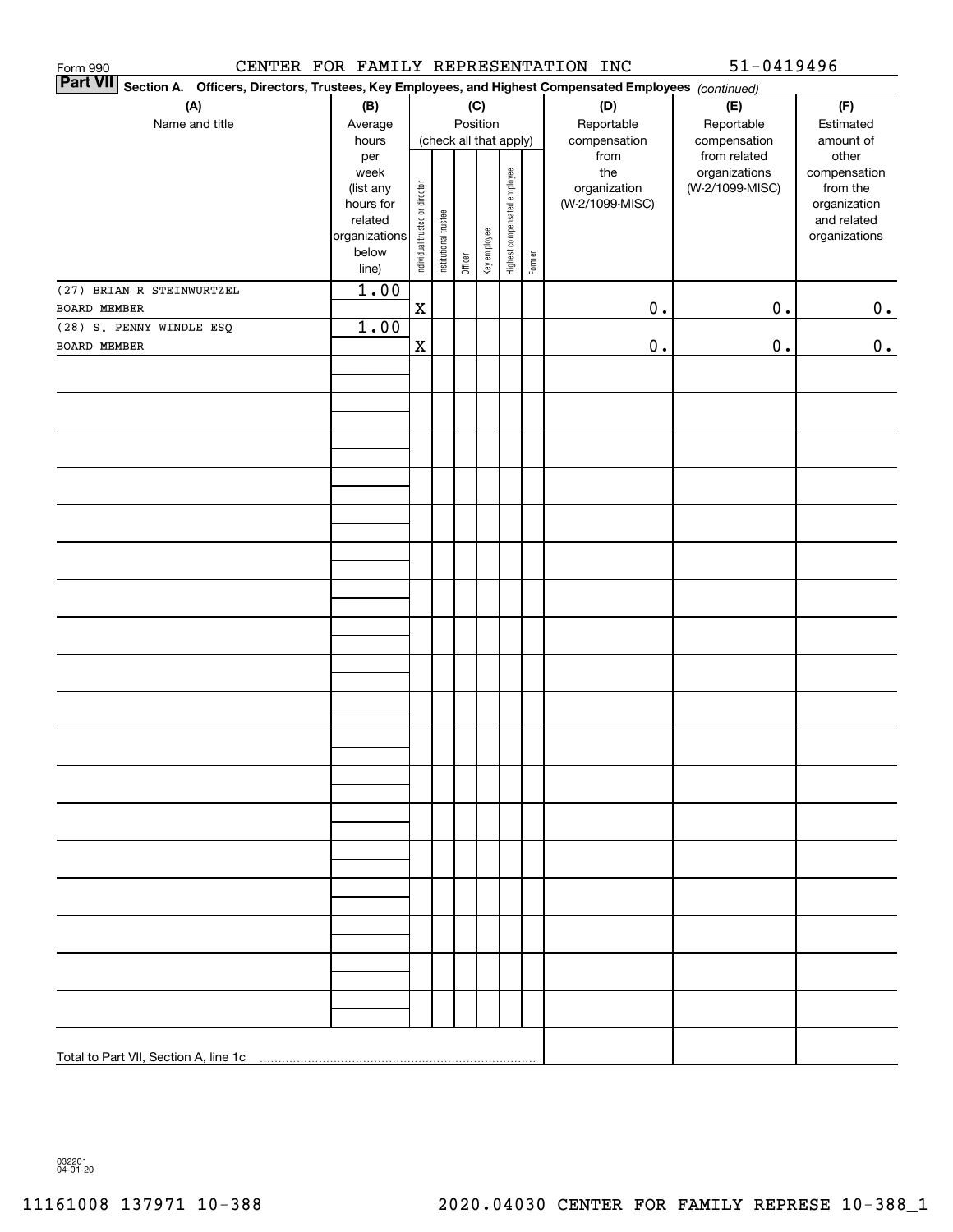Form 990 CENTER FOR FAMILY REPRESENTATION INC 51-0419496

**Part VII** **Section A. Officers, Directors, Trustees, Key Employees, and Highest Compensated Employees** *(continued)*

| (A) Name and title | (B) Average hours per week (list any hours for related organizations below line) | (C) Position (check all that apply): Individual trustee or director | Institutional trustee | Officer | Key employee | Highest compensated employee | Former | (D) Reportable compensation from the organization (W-2/1099-MISC) | (E) Reportable compensation from related organizations (W-2/1099-MISC) | (F) Estimated amount of other compensation from the organization and related organizations |
|---|---|---|---|---|---|---|---|---|---|---|
| (27) BRIAN R STEINWURTZEL<br>BOARD MEMBER | 1.00 | X | | | | | | 0. | 0. | 0. |
| (28) S. PENNY WINDLE ESQ<br>BOARD MEMBER | 1.00 | X | | | | | | 0. | 0. | 0. |
| Total to Part VII, Section A, line 1c | | | | | | | | | | |

032201 04-01-20

11161008 137971 10-388 2020.04030 CENTER FOR FAMILY REPRESE 10-388_1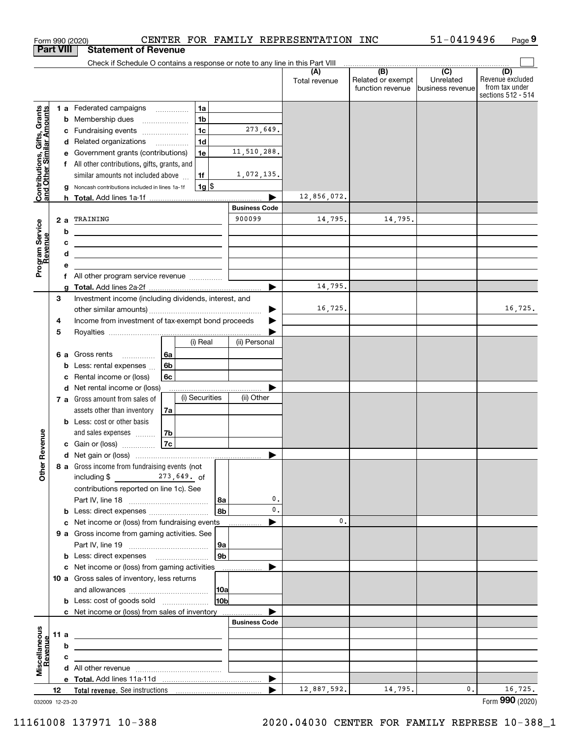Form 990 (2020) CENTER FOR FAMILY REPRESENTATION INC 51-0419496 Page 9

**Part VIII Statement of Revenue**

Check if Schedule O contains a response or note to any line in this Part VIII

| | | | | (A) Total revenue | (B) Related or exempt function revenue | (C) Unrelated business revenue | (D) Revenue excluded from tax under sections 512 - 514 |
|---|---|---|---|---|---|---|---|
| **Contributions, Gifts, Grants and Other Similar Amounts** | 1 a Federated campaigns | 1a | | | | | |
| | b Membership dues | 1b | | | | | |
| | c Fundraising events | 1c | 273,649. | | | | |
| | d Related organizations | 1d | | | | | |
| | e Government grants (contributions) | 1e | 11,510,288. | | | | |
| | f All other contributions, gifts, grants, and similar amounts not included above | 1f | 1,072,135. | | | | |
| | g Noncash contributions included in lines 1a-1f | 1g | $ | | | | |
| | h **Total.** Add lines 1a-1f | | | 12,856,072. | | | |
| | | | **Business Code** | | | | |
| **Program Service Revenue** | 2 a TRAINING | | 900099 | 14,795. | 14,795. | | |
| | b | | | | | | |
| | c | | | | | | |
| | d | | | | | | |
| | e | | | | | | |
| | f All other program service revenue | | | | | | |
| | g **Total.** Add lines 2a-2f | | | 14,795. | | | |
| **Other Revenue** | 3 Investment income (including dividends, interest, and other similar amounts) | | | 16,725. | | | 16,725. |
| | 4 Income from investment of tax-exempt bond proceeds | | | | | | |
| | 5 Royalties | | | | | | |
| | | (i) Real | (ii) Personal | | | | |
| | 6 a Gross rents 6a | | | | | | |
| | b Less: rental expenses 6b | | | | | | |
| | c Rental income or (loss) 6c | | | | | | |
| | d Net rental income or (loss) | | | | | | |
| | | (i) Securities | (ii) Other | | | | |
| | 7 a Gross amount from sales of assets other than inventory 7a | | | | | | |
| | b Less: cost or other basis and sales expenses 7b | | | | | | |
| | c Gain or (loss) 7c | | | | | | |
| | d Net gain or (loss) | | | | | | |
| | 8 a Gross income from fundraising events (not including $ 273,649. of contributions reported on line 1c). See Part IV, line 18 | 8a | 0. | | | | |
| | b Less: direct expenses | 8b | 0. | | | | |
| | c Net income or (loss) from fundraising events | | | 0. | | | |
| | 9 a Gross income from gaming activities. See Part IV, line 19 | 9a | | | | | |
| | b Less: direct expenses | 9b | | | | | |
| | c Net income or (loss) from gaming activities | | | | | | |
| | 10 a Gross sales of inventory, less returns and allowances | 10a | | | | | |
| | b Less: cost of goods sold | 10b | | | | | |
| | c Net income or (loss) from sales of inventory | | | | | | |
| | | | **Business Code** | | | | |
| **Miscellaneous Revenue** | 11 a | | | | | | |
| | b | | | | | | |
| | c | | | | | | |
| | d All other revenue | | | | | | |
| | e **Total.** Add lines 11a-11d | | | | | | |
| | 12 **Total revenue.** See instructions | | | 12,887,592. | 14,795. | 0. | 16,725. |

032009 12-23-20

Form **990** (2020)

11161008 137971 10-388 2020.04030 CENTER FOR FAMILY REPRESE 10-388_1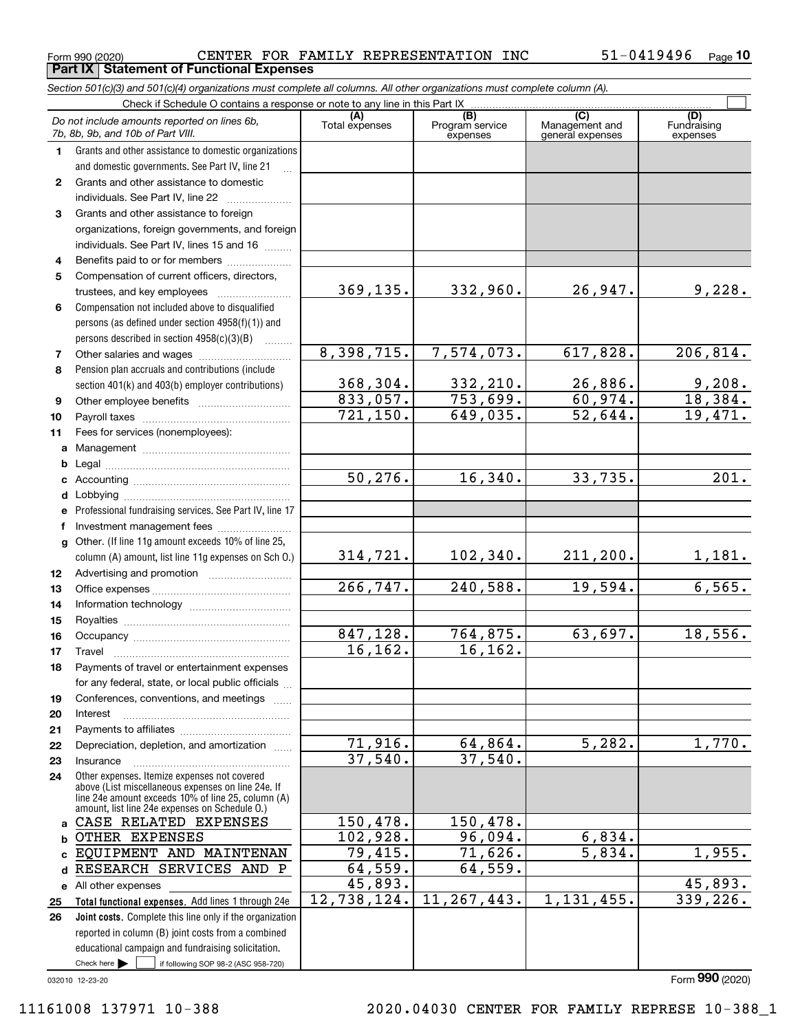Form 990 (2020) CENTER FOR FAMILY REPRESENTATION INC 51-0419496 Page 10

## Part IX Statement of Functional Expenses

*Section 501(c)(3) and 501(c)(4) organizations must complete all columns. All other organizations must complete column (A).*

Check if Schedule O contains a response or note to any line in this Part IX ☐

| | *Do not include amounts reported on lines 6b, 7b, 8b, 9b, and 10b of Part VIII.* | (A) Total expenses | (B) Program service expenses | (C) Management and general expenses | (D) Fundraising expenses |
|---|---|---|---|---|---|
| 1 | Grants and other assistance to domestic organizations and domestic governments. See Part IV, line 21 | | | | |
| 2 | Grants and other assistance to domestic individuals. See Part IV, line 22 | | | | |
| 3 | Grants and other assistance to foreign organizations, foreign governments, and foreign individuals. See Part IV, lines 15 and 16 | | | | |
| 4 | Benefits paid to or for members | | | | |
| 5 | Compensation of current officers, directors, trustees, and key employees | 369,135. | 332,960. | 26,947. | 9,228. |
| 6 | Compensation not included above to disqualified persons (as defined under section 4958(f)(1)) and persons described in section 4958(c)(3)(B) | | | | |
| 7 | Other salaries and wages | 8,398,715. | 7,574,073. | 617,828. | 206,814. |
| 8 | Pension plan accruals and contributions (include section 401(k) and 403(b) employer contributions) | 368,304. | 332,210. | 26,886. | 9,208. |
| 9 | Other employee benefits | 833,057. | 753,699. | 60,974. | 18,384. |
| 10 | Payroll taxes | 721,150. | 649,035. | 52,644. | 19,471. |
| 11 | Fees for services (nonemployees): | | | | |
| a | Management | | | | |
| b | Legal | | | | |
| c | Accounting | 50,276. | 16,340. | 33,735. | 201. |
| d | Lobbying | | | | |
| e | Professional fundraising services. See Part IV, line 17 | | | | |
| f | Investment management fees | | | | |
| g | Other. (If line 11g amount exceeds 10% of line 25, column (A) amount, list line 11g expenses on Sch O.) | 314,721. | 102,340. | 211,200. | 1,181. |
| 12 | Advertising and promotion | | | | |
| 13 | Office expenses | 266,747. | 240,588. | 19,594. | 6,565. |
| 14 | Information technology | | | | |
| 15 | Royalties | | | | |
| 16 | Occupancy | 847,128. | 764,875. | 63,697. | 18,556. |
| 17 | Travel | 16,162. | 16,162. | | |
| 18 | Payments of travel or entertainment expenses for any federal, state, or local public officials | | | | |
| 19 | Conferences, conventions, and meetings | | | | |
| 20 | Interest | | | | |
| 21 | Payments to affiliates | | | | |
| 22 | Depreciation, depletion, and amortization | 71,916. | 64,864. | 5,282. | 1,770. |
| 23 | Insurance | 37,540. | 37,540. | | |
| 24 | Other expenses. Itemize expenses not covered above (List miscellaneous expenses on line 24e. If line 24e amount exceeds 10% of line 25, column (A) amount, list line 24e expenses on Schedule O.) | | | | |
| a | CASE RELATED EXPENSES | 150,478. | 150,478. | | |
| b | OTHER EXPENSES | 102,928. | 96,094. | 6,834. | |
| c | EQUIPMENT AND MAINTENAN | 79,415. | 71,626. | 5,834. | 1,955. |
| d | RESEARCH SERVICES AND P | 64,559. | 64,559. | | |
| e | All other expenses | 45,893. | | | 45,893. |
| 25 | **Total functional expenses.** Add lines 1 through 24e | 12,738,124. | 11,267,443. | 1,131,455. | 339,226. |
| 26 | **Joint costs.** Complete this line only if the organization reported in column (B) joint costs from a combined educational campaign and fundraising solicitation. Check here ☐ if following SOP 98-2 (ASC 958-720) | | | | |

032010 12-23-20

Form **990** (2020)

11161008 137971 10-388 2020.04030 CENTER FOR FAMILY REPRESE 10-388_1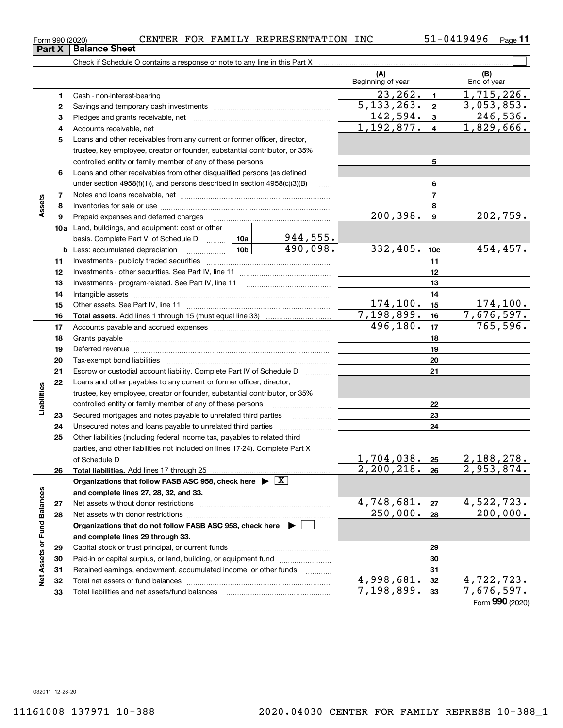Form 990 (2020) CENTER FOR FAMILY REPRESENTATION INC 51-0419496

## Part X Balance Sheet

Check if Schedule O contains a response or note to any line in this Part X

| | | | | (A) Beginning of year | | (B) End of year |
|---|---|---|---|---|---|---|
| **Assets** | 1 | Cash - non-interest-bearing | | 23,262. | 1 | 1,715,226. |
| | 2 | Savings and temporary cash investments | | 5,133,263. | 2 | 3,053,853. |
| | 3 | Pledges and grants receivable, net | | 142,594. | 3 | 246,536. |
| | 4 | Accounts receivable, net | | 1,192,877. | 4 | 1,829,666. |
| | 5 | Loans and other receivables from any current or former officer, director, trustee, key employee, creator or founder, substantial contributor, or 35% controlled entity or family member of any of these persons | | | 5 | |
| | 6 | Loans and other receivables from other disqualified persons (as defined under section 4958(f)(1)), and persons described in section 4958(c)(3)(B) | | | 6 | |
| | 7 | Notes and loans receivable, net | | | 7 | |
| | 8 | Inventories for sale or use | | | 8 | |
| | 9 | Prepaid expenses and deferred charges | | 200,398. | 9 | 202,759. |
| | 10a | Land, buildings, and equipment: cost or other basis. Complete Part VI of Schedule D | 10a 944,555. | | | |
| | b | Less: accumulated depreciation | 10b 490,098. | 332,405. | 10c | 454,457. |
| | 11 | Investments - publicly traded securities | | | 11 | |
| | 12 | Investments - other securities. See Part IV, line 11 | | | 12 | |
| | 13 | Investments - program-related. See Part IV, line 11 | | | 13 | |
| | 14 | Intangible assets | | | 14 | |
| | 15 | Other assets. See Part IV, line 11 | | 174,100. | 15 | 174,100. |
| | 16 | **Total assets.** Add lines 1 through 15 (must equal line 33) | | 7,198,899. | 16 | 7,676,597. |
| **Liabilities** | 17 | Accounts payable and accrued expenses | | 496,180. | 17 | 765,596. |
| | 18 | Grants payable | | | 18 | |
| | 19 | Deferred revenue | | | 19 | |
| | 20 | Tax-exempt bond liabilities | | | 20 | |
| | 21 | Escrow or custodial account liability. Complete Part IV of Schedule D | | | 21 | |
| | 22 | Loans and other payables to any current or former officer, director, trustee, key employee, creator or founder, substantial contributor, or 35% controlled entity or family member of any of these persons | | | 22 | |
| | 23 | Secured mortgages and notes payable to unrelated third parties | | | 23 | |
| | 24 | Unsecured notes and loans payable to unrelated third parties | | | 24 | |
| | 25 | Other liabilities (including federal income tax, payables to related third parties, and other liabilities not included on lines 17-24). Complete Part X of Schedule D | | 1,704,038. | 25 | 2,188,278. |
| | 26 | **Total liabilities.** Add lines 17 through 25 | | 2,200,218. | 26 | 2,953,874. |
| **Net Assets or Fund Balances** | | **Organizations that follow FASB ASC 958, check here** ▶ [X] **and complete lines 27, 28, 32, and 33.** | | | | |
| | 27 | Net assets without donor restrictions | | 4,748,681. | 27 | 4,522,723. |
| | 28 | Net assets with donor restrictions | | 250,000. | 28 | 200,000. |
| | | **Organizations that do not follow FASB ASC 958, check here** ▶ [ ] **and complete lines 29 through 33.** | | | | |
| | 29 | Capital stock or trust principal, or current funds | | | 29 | |
| | 30 | Paid-in or capital surplus, or land, building, or equipment fund | | | 30 | |
| | 31 | Retained earnings, endowment, accumulated income, or other funds | | | 31 | |
| | 32 | Total net assets or fund balances | | 4,998,681. | 32 | 4,722,723. |
| | 33 | Total liabilities and net assets/fund balances | | 7,198,899. | 33 | 7,676,597. |

Form **990** (2020)

032011 12-23-20

11161008 137971 10-388 2020.04030 CENTER FOR FAMILY REPRESE 10-388_1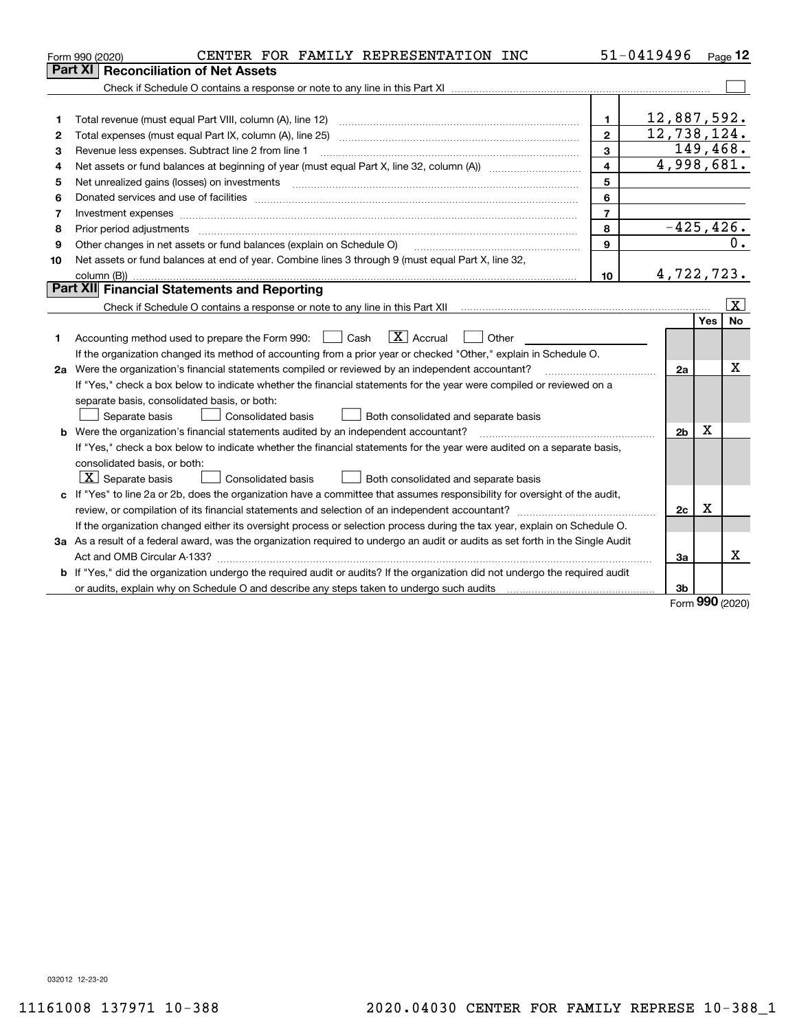Form 990 (2020) CENTER FOR FAMILY REPRESENTATION INC 51-0419496 Page 12

## Part XI Reconciliation of Net Assets

Check if Schedule O contains a response or note to any line in this Part XI [ ]

| | | | |
|---|---|---|---|
| 1 | Total revenue (must equal Part VIII, column (A), line 12) | 1 | 12,887,592. |
| 2 | Total expenses (must equal Part IX, column (A), line 25) | 2 | 12,738,124. |
| 3 | Revenue less expenses. Subtract line 2 from line 1 | 3 | 149,468. |
| 4 | Net assets or fund balances at beginning of year (must equal Part X, line 32, column (A)) | 4 | 4,998,681. |
| 5 | Net unrealized gains (losses) on investments | 5 | |
| 6 | Donated services and use of facilities | 6 | |
| 7 | Investment expenses | 7 | |
| 8 | Prior period adjustments | 8 | -425,426. |
| 9 | Other changes in net assets or fund balances (explain on Schedule O) | 9 | 0. |
| 10 | Net assets or fund balances at end of year. Combine lines 3 through 9 (must equal Part X, line 32, column (B)) | 10 | 4,722,723. |

## Part XII Financial Statements and Reporting

Check if Schedule O contains a response or note to any line in this Part XII [X]

| | | | Yes | No |
|---|---|---|---|---|
| 1 | Accounting method used to prepare the Form 990: [ ] Cash [X] Accrual [ ] Other<br>If the organization changed its method of accounting from a prior year or checked "Other," explain in Schedule O. | | | |
| 2a | Were the organization's financial statements compiled or reviewed by an independent accountant? | 2a | | X |
| | If "Yes," check a box below to indicate whether the financial statements for the year were compiled or reviewed on a separate basis, consolidated basis, or both:<br>[ ] Separate basis [ ] Consolidated basis [ ] Both consolidated and separate basis | | | |
| b | Were the organization's financial statements audited by an independent accountant? | 2b | X | |
| | If "Yes," check a box below to indicate whether the financial statements for the year were audited on a separate basis, consolidated basis, or both:<br>[X] Separate basis [ ] Consolidated basis [ ] Both consolidated and separate basis | | | |
| c | If "Yes" to line 2a or 2b, does the organization have a committee that assumes responsibility for oversight of the audit, review, or compilation of its financial statements and selection of an independent accountant? | 2c | X | |
| | If the organization changed either its oversight process or selection process during the tax year, explain on Schedule O. | | | |
| 3a | As a result of a federal award, was the organization required to undergo an audit or audits as set forth in the Single Audit Act and OMB Circular A-133? | 3a | | X |
| b | If "Yes," did the organization undergo the required audit or audits? If the organization did not undergo the required audit or audits, explain why on Schedule O and describe any steps taken to undergo such audits | 3b | | |

Form 990 (2020)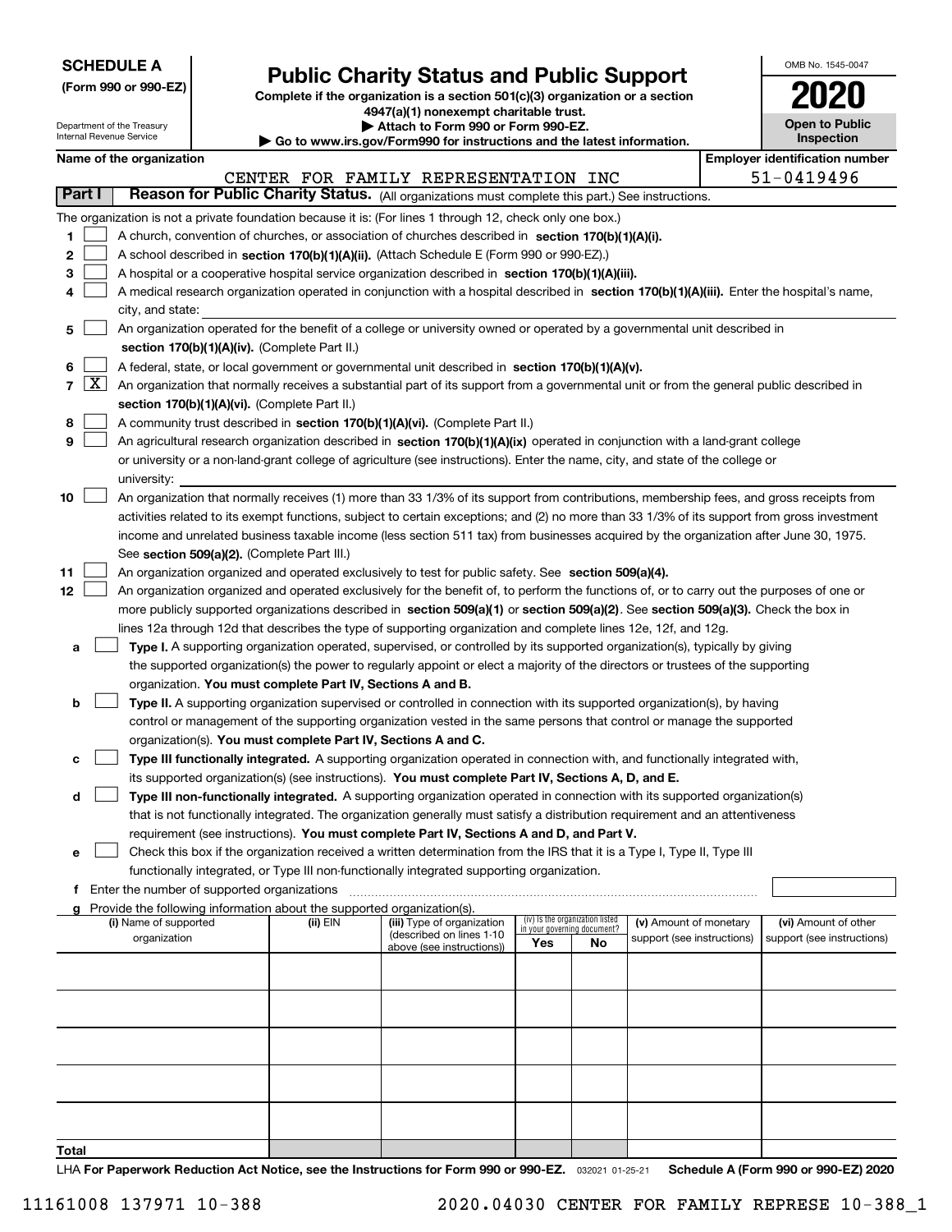**SCHEDULE A**
**(Form 990 or 990-EZ)**

Department of the Treasury
Internal Revenue Service

# Public Charity Status and Public Support

**Complete if the organization is a section 501(c)(3) organization or a section 4947(a)(1) nonexempt charitable trust.**
**▶ Attach to Form 990 or Form 990-EZ.**
**▶ Go to www.irs.gov/Form990 for instructions and the latest information.**

OMB No. 1545-0047
**2020**
**Open to Public Inspection**

**Name of the organization**: CENTER FOR FAMILY REPRESENTATION INC
**Employer identification number**: 51-0419496

## Part I — Reason for Public Charity Status. (All organizations must complete this part.) See instructions.

The organization is not a private foundation because it is: (For lines 1 through 12, check only one box.)

1. ☐ A church, convention of churches, or association of churches described in **section 170(b)(1)(A)(i).**
2. ☐ A school described in **section 170(b)(1)(A)(ii).** (Attach Schedule E (Form 990 or 990-EZ).)
3. ☐ A hospital or a cooperative hospital service organization described in **section 170(b)(1)(A)(iii).**
4. ☐ A medical research organization operated in conjunction with a hospital described in **section 170(b)(1)(A)(iii).** Enter the hospital's name, city, and state:
5. ☐ An organization operated for the benefit of a college or university owned or operated by a governmental unit described in **section 170(b)(1)(A)(iv).** (Complete Part II.)
6. ☐ A federal, state, or local government or governmental unit described in **section 170(b)(1)(A)(v).**
7. ☒ An organization that normally receives a substantial part of its support from a governmental unit or from the general public described in **section 170(b)(1)(A)(vi).** (Complete Part II.)
8. ☐ A community trust described in **section 170(b)(1)(A)(vi).** (Complete Part II.)
9. ☐ An agricultural research organization described in **section 170(b)(1)(A)(ix)** operated in conjunction with a land-grant college or university or a non-land-grant college of agriculture (see instructions). Enter the name, city, and state of the college or university:
10. ☐ An organization that normally receives (1) more than 33 1/3% of its support from contributions, membership fees, and gross receipts from activities related to its exempt functions, subject to certain exceptions; and (2) no more than 33 1/3% of its support from gross investment income and unrelated business taxable income (less section 511 tax) from businesses acquired by the organization after June 30, 1975. See **section 509(a)(2).** (Complete Part III.)
11. ☐ An organization organized and operated exclusively to test for public safety. See **section 509(a)(4).**
12. ☐ An organization organized and operated exclusively for the benefit of, to perform the functions of, or to carry out the purposes of one or more publicly supported organizations described in **section 509(a)(1)** or **section 509(a)(2).** See **section 509(a)(3).** Check the box in lines 12a through 12d that describes the type of supporting organization and complete lines 12e, 12f, and 12g.
   - **a** ☐ **Type I.** A supporting organization operated, supervised, or controlled by its supported organization(s), typically by giving the supported organization(s) the power to regularly appoint or elect a majority of the directors or trustees of the supporting organization. **You must complete Part IV, Sections A and B.**
   - **b** ☐ **Type II.** A supporting organization supervised or controlled in connection with its supported organization(s), by having control or management of the supporting organization vested in the same persons that control or manage the supported organization(s). **You must complete Part IV, Sections A and C.**
   - **c** ☐ **Type III functionally integrated.** A supporting organization operated in connection with, and functionally integrated with, its supported organization(s) (see instructions). **You must complete Part IV, Sections A, D, and E.**
   - **d** ☐ **Type III non-functionally integrated.** A supporting organization operated in connection with its supported organization(s) that is not functionally integrated. The organization generally must satisfy a distribution requirement and an attentiveness requirement (see instructions). **You must complete Part IV, Sections A and D, and Part V.**
   - **e** ☐ Check this box if the organization received a written determination from the IRS that it is a Type I, Type II, Type III functionally integrated, or Type III non-functionally integrated supporting organization.
   - **f** Enter the number of supported organizations
   - **g** Provide the following information about the supported organization(s).

| (i) Name of supported organization | (ii) EIN | (iii) Type of organization (described on lines 1-10 above (see instructions)) | (iv) Is the organization listed in your governing document? Yes | No | (v) Amount of monetary support (see instructions) | (vi) Amount of other support (see instructions) |
|---|---|---|---|---|---|---|
| | | | | | | |
| | | | | | | |
| | | | | | | |
| | | | | | | |
| | | | | | | |
| **Total** | | | | | | |

LHA **For Paperwork Reduction Act Notice, see the Instructions for Form 990 or 990-EZ.** 032021 01-25-21 **Schedule A (Form 990 or 990-EZ) 2020**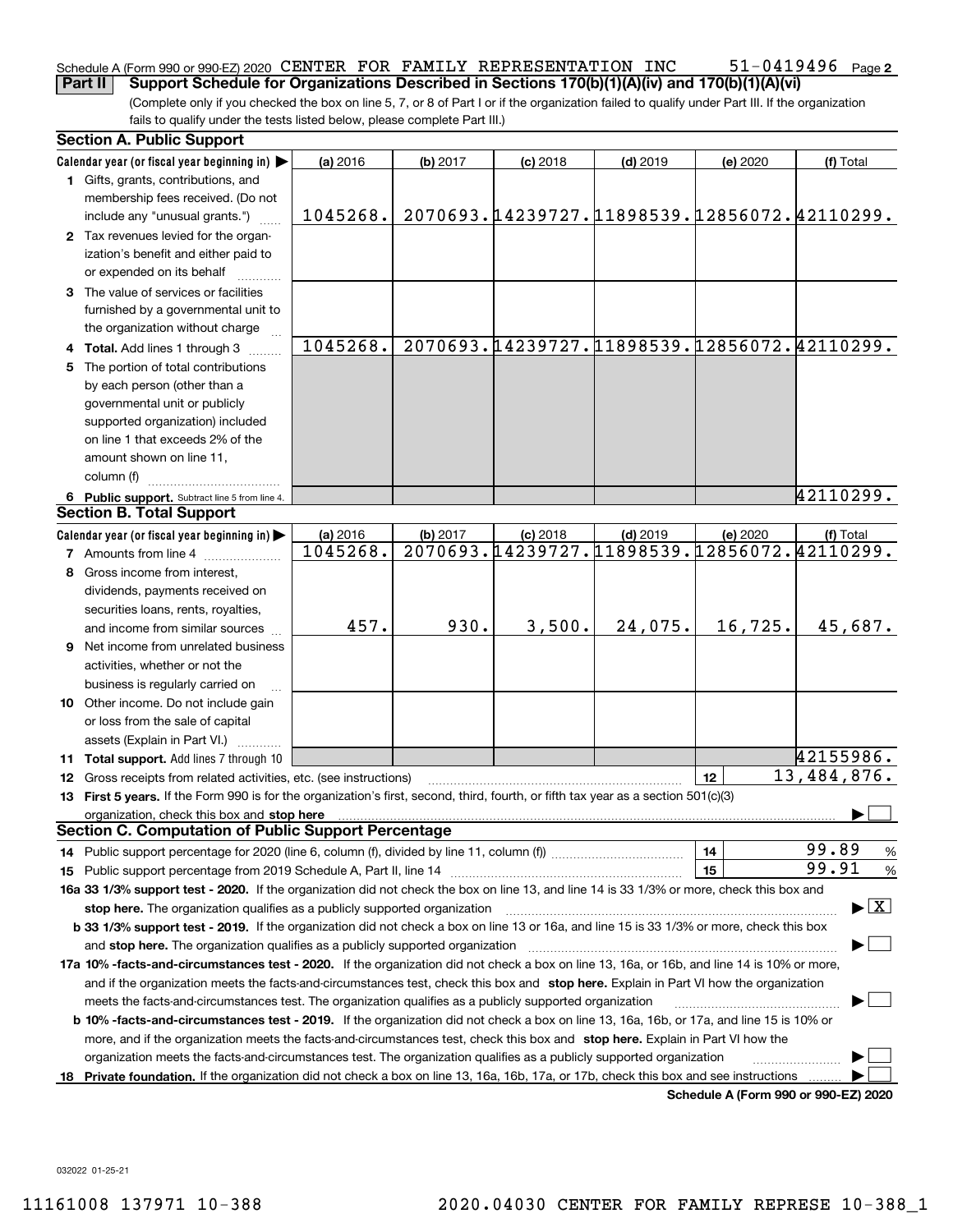Schedule A (Form 990 or 990-EZ) 2020 CENTER FOR FAMILY REPRESENTATION INC 51-0419496 Page 2

**Part II Support Schedule for Organizations Described in Sections 170(b)(1)(A)(iv) and 170(b)(1)(A)(vi)**

(Complete only if you checked the box on line 5, 7, or 8 of Part I or if the organization failed to qualify under Part III. If the organization fails to qualify under the tests listed below, please complete Part III.)

### Section A. Public Support

| Calendar year (or fiscal year beginning in) ▶ | (a) 2016 | (b) 2017 | (c) 2018 | (d) 2019 | (e) 2020 | (f) Total |
|---|---|---|---|---|---|---|
| **1** Gifts, grants, contributions, and membership fees received. (Do not include any "unusual grants.") | 1045268. | 2070693. | 14239727. | 11898539. | 12856072. | 42110299. |
| **2** Tax revenues levied for the organization's benefit and either paid to or expended on its behalf | | | | | | |
| **3** The value of services or facilities furnished by a governmental unit to the organization without charge | | | | | | |
| **4 Total.** Add lines 1 through 3 | 1045268. | 2070693. | 14239727. | 11898539. | 12856072. | 42110299. |
| **5** The portion of total contributions by each person (other than a governmental unit or publicly supported organization) included on line 1 that exceeds 2% of the amount shown on line 11, column (f) | | | | | | |
| **6 Public support.** Subtract line 5 from line 4. | | | | | | 42110299. |

### Section B. Total Support

| Calendar year (or fiscal year beginning in) ▶ | (a) 2016 | (b) 2017 | (c) 2018 | (d) 2019 | (e) 2020 | (f) Total |
|---|---|---|---|---|---|---|
| **7** Amounts from line 4 | 1045268. | 2070693. | 14239727. | 11898539. | 12856072. | 42110299. |
| **8** Gross income from interest, dividends, payments received on securities loans, rents, royalties, and income from similar sources | 457. | 930. | 3,500. | 24,075. | 16,725. | 45,687. |
| **9** Net income from unrelated business activities, whether or not the business is regularly carried on | | | | | | |
| **10** Other income. Do not include gain or loss from the sale of capital assets (Explain in Part VI.) | | | | | | |
| **11 Total support.** Add lines 7 through 10 | | | | | | 42155986. |

**12** Gross receipts from related activities, etc. (see instructions) — **12** — 13,484,876.

**13 First 5 years.** If the Form 990 is for the organization's first, second, third, fourth, or fifth tax year as a section 501(c)(3) organization, check this box and **stop here** ▶ ☐

### Section C. Computation of Public Support Percentage

**14** Public support percentage for 2020 (line 6, column (f), divided by line 11, column (f)) — **14** — 99.89 %

**15** Public support percentage from 2019 Schedule A, Part II, line 14 — **15** — 99.91 %

**16a 33 1/3% support test - 2020.** If the organization did not check the box on line 13, and line 14 is 33 1/3% or more, check this box and **stop here.** The organization qualifies as a publicly supported organization ▶ ☒

**b 33 1/3% support test - 2019.** If the organization did not check a box on line 13 or 16a, and line 15 is 33 1/3% or more, check this box and **stop here.** The organization qualifies as a publicly supported organization ▶ ☐

**17a 10% -facts-and-circumstances test - 2020.** If the organization did not check a box on line 13, 16a, or 16b, and line 14 is 10% or more, and if the organization meets the facts-and-circumstances test, check this box and **stop here.** Explain in Part VI how the organization meets the facts-and-circumstances test. The organization qualifies as a publicly supported organization ▶ ☐

**b 10% -facts-and-circumstances test - 2019.** If the organization did not check a box on line 13, 16a, 16b, or 17a, and line 15 is 10% or more, and if the organization meets the facts-and-circumstances test, check this box and **stop here.** Explain in Part VI how the organization meets the facts-and-circumstances test. The organization qualifies as a publicly supported organization ▶ ☐

**18 Private foundation.** If the organization did not check a box on line 13, 16a, 16b, 17a, or 17b, check this box and see instructions ▶ ☐

**Schedule A (Form 990 or 990-EZ) 2020**

032022 01-25-21

11161008 137971 10-388 2020.04030 CENTER FOR FAMILY REPRESE 10-388_1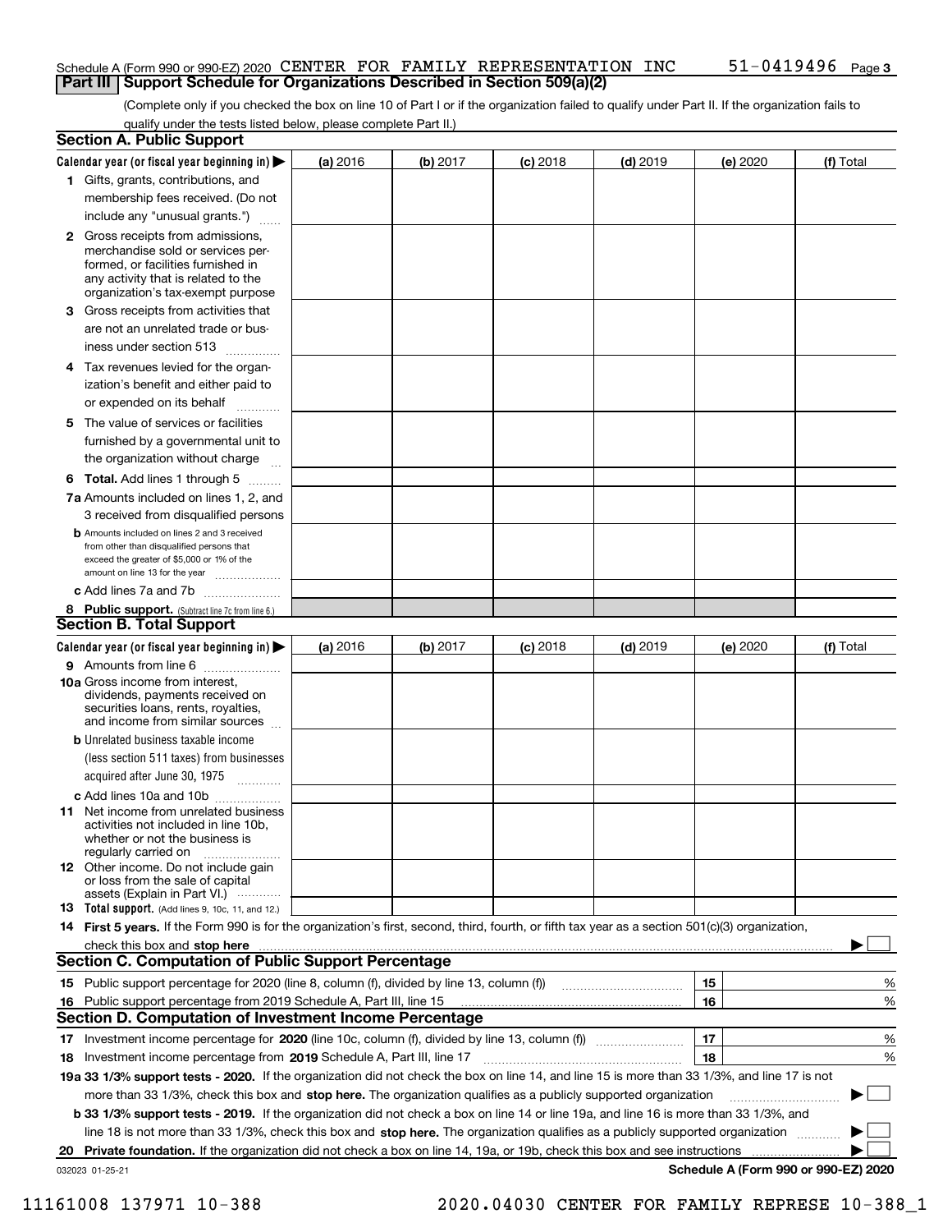Schedule A (Form 990 or 990-EZ) 2020 CENTER FOR FAMILY REPRESENTATION INC 51-0419496

**Part III | Support Schedule for Organizations Described in Section 509(a)(2)**

(Complete only if you checked the box on line 10 of Part I or if the organization failed to qualify under Part II. If the organization fails to qualify under the tests listed below, please complete Part II.)

### Section A. Public Support

| Calendar year (or fiscal year beginning in) ▶ | (a) 2016 | (b) 2017 | (c) 2018 | (d) 2019 | (e) 2020 | (f) Total |
|---|---|---|---|---|---|---|
| **1** Gifts, grants, contributions, and membership fees received. (Do not include any "unusual grants.") | | | | | | |
| **2** Gross receipts from admissions, merchandise sold or services performed, or facilities furnished in any activity that is related to the organization's tax-exempt purpose | | | | | | |
| **3** Gross receipts from activities that are not an unrelated trade or business under section 513 | | | | | | |
| **4** Tax revenues levied for the organization's benefit and either paid to or expended on its behalf | | | | | | |
| **5** The value of services or facilities furnished by a governmental unit to the organization without charge | | | | | | |
| **6 Total.** Add lines 1 through 5 | | | | | | |
| **7a** Amounts included on lines 1, 2, and 3 received from disqualified persons | | | | | | |
| **b** Amounts included on lines 2 and 3 received from other than disqualified persons that exceed the greater of $5,000 or 1% of the amount on line 13 for the year | | | | | | |
| **c** Add lines 7a and 7b | | | | | | |
| **8 Public support.** (Subtract line 7c from line 6.) | | | | | | |

### Section B. Total Support

| Calendar year (or fiscal year beginning in) ▶ | (a) 2016 | (b) 2017 | (c) 2018 | (d) 2019 | (e) 2020 | (f) Total |
|---|---|---|---|---|---|---|
| **9** Amounts from line 6 | | | | | | |
| **10a** Gross income from interest, dividends, payments received on securities loans, rents, royalties, and income from similar sources | | | | | | |
| **b** Unrelated business taxable income (less section 511 taxes) from businesses acquired after June 30, 1975 | | | | | | |
| **c** Add lines 10a and 10b | | | | | | |
| **11** Net income from unrelated business activities not included in line 10b, whether or not the business is regularly carried on | | | | | | |
| **12** Other income. Do not include gain or loss from the sale of capital assets (Explain in Part VI.) | | | | | | |
| **13 Total support.** (Add lines 9, 10c, 11, and 12.) | | | | | | |

**14 First 5 years.** If the Form 990 is for the organization's first, second, third, fourth, or fifth tax year as a section 501(c)(3) organization, check this box and **stop here** ▶ ☐

### Section C. Computation of Public Support Percentage

| | | | |
|---|---|---|---|
| **15** | Public support percentage for 2020 (line 8, column (f), divided by line 13, column (f)) | 15 | % |
| **16** | Public support percentage from 2019 Schedule A, Part III, line 15 | 16 | % |

### Section D. Computation of Investment Income Percentage

| | | | |
|---|---|---|---|
| **17** | Investment income percentage for **2020** (line 10c, column (f), divided by line 13, column (f)) | 17 | % |
| **18** | Investment income percentage from **2019** Schedule A, Part III, line 17 | 18 | % |

**19a 33 1/3% support tests - 2020.** If the organization did not check the box on line 14, and line 15 is more than 33 1/3%, and line 17 is not more than 33 1/3%, check this box and **stop here.** The organization qualifies as a publicly supported organization ▶ ☐

**b 33 1/3% support tests - 2019.** If the organization did not check a box on line 14 or line 19a, and line 16 is more than 33 1/3%, and line 18 is not more than 33 1/3%, check this box and **stop here.** The organization qualifies as a publicly supported organization ▶ ☐

**20 Private foundation.** If the organization did not check a box on line 14, 19a, or 19b, check this box and see instructions ▶ ☐

032023 01-25-21 **Schedule A (Form 990 or 990-EZ) 2020**

11161008 137971 10-388 2020.04030 CENTER FOR FAMILY REPRESE 10-388_1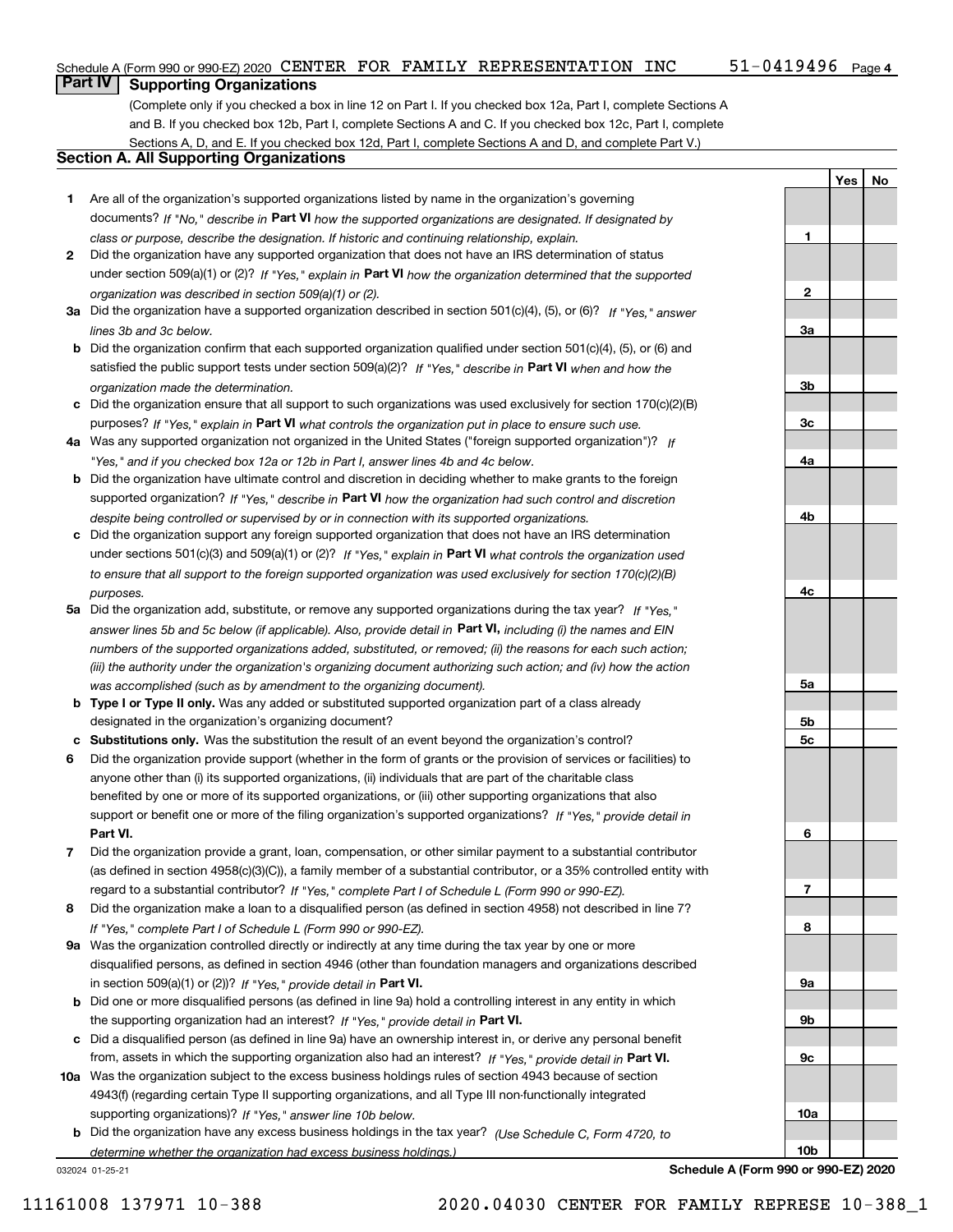Schedule A (Form 990 or 990-EZ) 2020 CENTER FOR FAMILY REPRESENTATION INC 51-0419496 Page 4

## Part IV Supporting Organizations

(Complete only if you checked a box in line 12 on Part I. If you checked box 12a, Part I, complete Sections A and B. If you checked box 12b, Part I, complete Sections A and C. If you checked box 12c, Part I, complete Sections A, D, and E. If you checked box 12d, Part I, complete Sections A and D, and complete Part V.)

### Section A. All Supporting Organizations

| | | | Yes | No |
|---|---|---|---|---|
| **1** | Are all of the organization's supported organizations listed by name in the organization's governing documents? *If "No," describe in* **Part VI** *how the supported organizations are designated. If designated by class or purpose, describe the designation. If historic and continuing relationship, explain.* | **1** | | |
| **2** | Did the organization have any supported organization that does not have an IRS determination of status under section 509(a)(1) or (2)? *If "Yes," explain in* **Part VI** *how the organization determined that the supported organization was described in section 509(a)(1) or (2).* | **2** | | |
| **3a** | Did the organization have a supported organization described in section 501(c)(4), (5), or (6)? *If "Yes," answer lines 3b and 3c below.* | **3a** | | |
| **b** | Did the organization confirm that each supported organization qualified under section 501(c)(4), (5), or (6) and satisfied the public support tests under section 509(a)(2)? *If "Yes," describe in* **Part VI** *when and how the organization made the determination.* | **3b** | | |
| **c** | Did the organization ensure that all support to such organizations was used exclusively for section 170(c)(2)(B) purposes? *If "Yes," explain in* **Part VI** *what controls the organization put in place to ensure such use.* | **3c** | | |
| **4a** | Was any supported organization not organized in the United States ("foreign supported organization")? *If "Yes," and if you checked box 12a or 12b in Part I, answer lines 4b and 4c below.* | **4a** | | |
| **b** | Did the organization have ultimate control and discretion in deciding whether to make grants to the foreign supported organization? *If "Yes," describe in* **Part VI** *how the organization had such control and discretion despite being controlled or supervised by or in connection with its supported organizations.* | **4b** | | |
| **c** | Did the organization support any foreign supported organization that does not have an IRS determination under sections 501(c)(3) and 509(a)(1) or (2)? *If "Yes," explain in* **Part VI** *what controls the organization used to ensure that all support to the foreign supported organization was used exclusively for section 170(c)(2)(B) purposes.* | **4c** | | |
| **5a** | Did the organization add, substitute, or remove any supported organizations during the tax year? *If "Yes," answer lines 5b and 5c below (if applicable). Also, provide detail in* **Part VI,** *including (i) the names and EIN numbers of the supported organizations added, substituted, or removed; (ii) the reasons for each such action; (iii) the authority under the organization's organizing document authorizing such action; and (iv) how the action was accomplished (such as by amendment to the organizing document).* | **5a** | | |
| **b** | **Type I or Type II only.** Was any added or substituted supported organization part of a class already designated in the organization's organizing document? | **5b** | | |
| **c** | **Substitutions only.** Was the substitution the result of an event beyond the organization's control? | **5c** | | |
| **6** | Did the organization provide support (whether in the form of grants or the provision of services or facilities) to anyone other than (i) its supported organizations, (ii) individuals that are part of the charitable class benefited by one or more of its supported organizations, or (iii) other supporting organizations that also support or benefit one or more of the filing organization's supported organizations? *If "Yes," provide detail in* **Part VI.** | **6** | | |
| **7** | Did the organization provide a grant, loan, compensation, or other similar payment to a substantial contributor (as defined in section 4958(c)(3)(C)), a family member of a substantial contributor, or a 35% controlled entity with regard to a substantial contributor? *If "Yes," complete Part I of Schedule L (Form 990 or 990-EZ).* | **7** | | |
| **8** | Did the organization make a loan to a disqualified person (as defined in section 4958) not described in line 7? *If "Yes," complete Part I of Schedule L (Form 990 or 990-EZ).* | **8** | | |
| **9a** | Was the organization controlled directly or indirectly at any time during the tax year by one or more disqualified persons, as defined in section 4946 (other than foundation managers and organizations described in section 509(a)(1) or (2))? *If "Yes," provide detail in* **Part VI.** | **9a** | | |
| **b** | Did one or more disqualified persons (as defined in line 9a) hold a controlling interest in any entity in which the supporting organization had an interest? *If "Yes," provide detail in* **Part VI.** | **9b** | | |
| **c** | Did a disqualified person (as defined in line 9a) have an ownership interest in, or derive any personal benefit from, assets in which the supporting organization also had an interest? *If "Yes," provide detail in* **Part VI.** | **9c** | | |
| **10a** | Was the organization subject to the excess business holdings rules of section 4943 because of section 4943(f) (regarding certain Type II supporting organizations, and all Type III non-functionally integrated supporting organizations)? *If "Yes," answer line 10b below.* | **10a** | | |
| **b** | Did the organization have any excess business holdings in the tax year? *(Use Schedule C, Form 4720, to determine whether the organization had excess business holdings.)* | **10b** | | |

032024 01-25-21 **Schedule A (Form 990 or 990-EZ) 2020**

11161008 137971 10-388 2020.04030 CENTER FOR FAMILY REPRESE 10-388_1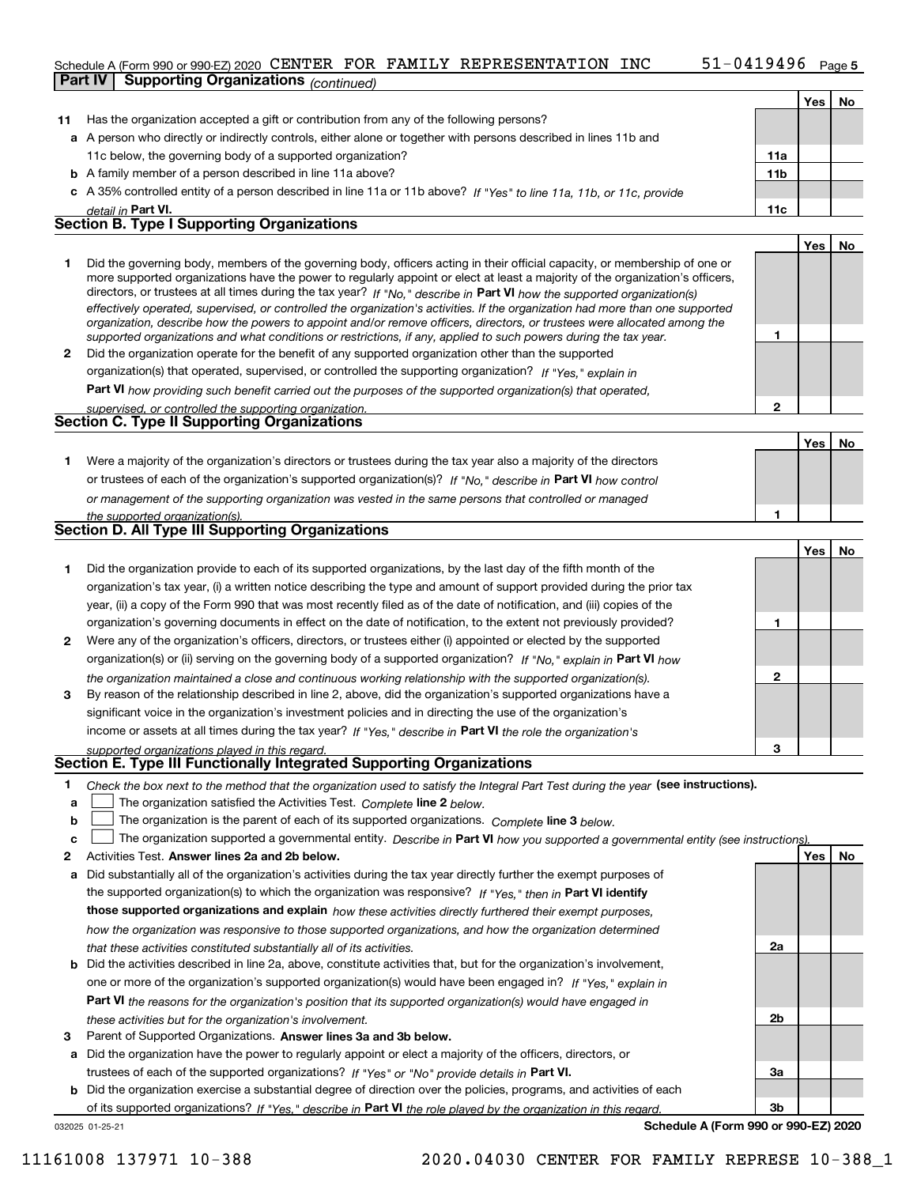Schedule A (Form 990 or 990-EZ) 2020 CENTER FOR FAMILY REPRESENTATION INC 51-0419496 Page 5

## Part IV Supporting Organizations *(continued)*

| | | | Yes | No |
|---|---|---|---|---|
| **11** | Has the organization accepted a gift or contribution from any of the following persons? | | | |
| **a** | A person who directly or indirectly controls, either alone or together with persons described in lines 11b and 11c below, the governing body of a supported organization? | **11a** | | |
| **b** | A family member of a person described in line 11a above? | **11b** | | |
| **c** | A 35% controlled entity of a person described in line 11a or 11b above? *If "Yes" to line 11a, 11b, or 11c, provide detail in* **Part VI.** | **11c** | | |

### Section B. Type I Supporting Organizations

| | | | Yes | No |
|---|---|---|---|---|
| **1** | Did the governing body, members of the governing body, officers acting in their official capacity, or membership of one or more supported organizations have the power to regularly appoint or elect at least a majority of the organization's officers, directors, or trustees at all times during the tax year? *If "No," describe in* **Part VI** *how the supported organization(s) effectively operated, supervised, or controlled the organization's activities. If the organization had more than one supported organization, describe how the powers to appoint and/or remove officers, directors, or trustees were allocated among the supported organizations and what conditions or restrictions, if any, applied to such powers during the tax year.* | **1** | | |
| **2** | Did the organization operate for the benefit of any supported organization other than the supported organization(s) that operated, supervised, or controlled the supporting organization? *If "Yes," explain in* **Part VI** *how providing such benefit carried out the purposes of the supported organization(s) that operated, supervised, or controlled the supporting organization.* | **2** | | |

### Section C. Type II Supporting Organizations

| | | | Yes | No |
|---|---|---|---|---|
| **1** | Were a majority of the organization's directors or trustees during the tax year also a majority of the directors or trustees of each of the organization's supported organization(s)? *If "No," describe in* **Part VI** *how control or management of the supporting organization was vested in the same persons that controlled or managed the supported organization(s).* | **1** | | |

### Section D. All Type III Supporting Organizations

| | | | Yes | No |
|---|---|---|---|---|
| **1** | Did the organization provide to each of its supported organizations, by the last day of the fifth month of the organization's tax year, (i) a written notice describing the type and amount of support provided during the prior tax year, (ii) a copy of the Form 990 that was most recently filed as of the date of notification, and (iii) copies of the organization's governing documents in effect on the date of notification, to the extent not previously provided? | **1** | | |
| **2** | Were any of the organization's officers, directors, or trustees either (i) appointed or elected by the supported organization(s) or (ii) serving on the governing body of a supported organization? *If "No," explain in* **Part VI** *how the organization maintained a close and continuous working relationship with the supported organization(s).* | **2** | | |
| **3** | By reason of the relationship described in line 2, above, did the organization's supported organizations have a significant voice in the organization's investment policies and in directing the use of the organization's income or assets at all times during the tax year? *If "Yes," describe in* **Part VI** *the role the organization's supported organizations played in this regard.* | **3** | | |

### Section E. Type III Functionally Integrated Supporting Organizations

**1** *Check the box next to the method that the organization used to satisfy the Integral Part Test during the year* **(see instructions).**

- **a** ☐ The organization satisfied the Activities Test. *Complete* **line 2** *below.*
- **b** ☐ The organization is the parent of each of its supported organizations. *Complete* **line 3** *below.*
- **c** ☐ The organization supported a governmental entity. *Describe in* **Part VI** *how you supported a governmental entity (see instructions).*

| | | | Yes | No |
|---|---|---|---|---|
| **2** | Activities Test. **Answer lines 2a and 2b below.** | | | |
| **a** | Did substantially all of the organization's activities during the tax year directly further the exempt purposes of the supported organization(s) to which the organization was responsive? *If "Yes," then in* **Part VI identify those supported organizations and explain** *how these activities directly furthered their exempt purposes, how the organization was responsive to those supported organizations, and how the organization determined that these activities constituted substantially all of its activities.* | **2a** | | |
| **b** | Did the activities described in line 2a, above, constitute activities that, but for the organization's involvement, one or more of the organization's supported organization(s) would have been engaged in? *If "Yes," explain in* **Part VI** *the reasons for the organization's position that its supported organization(s) would have engaged in these activities but for the organization's involvement.* | **2b** | | |
| **3** | Parent of Supported Organizations. **Answer lines 3a and 3b below.** | | | |
| **a** | Did the organization have the power to regularly appoint or elect a majority of the officers, directors, or trustees of each of the supported organizations? *If "Yes" or "No" provide details in* **Part VI.** | **3a** | | |
| **b** | Did the organization exercise a substantial degree of direction over the policies, programs, and activities of each of its supported organizations? *If "Yes," describe in* **Part VI** *the role played by the organization in this regard.* | **3b** | | |

032025 01-25-21 **Schedule A (Form 990 or 990-EZ) 2020**

11161008 137971 10-388 2020.04030 CENTER FOR FAMILY REPRESE 10-388_1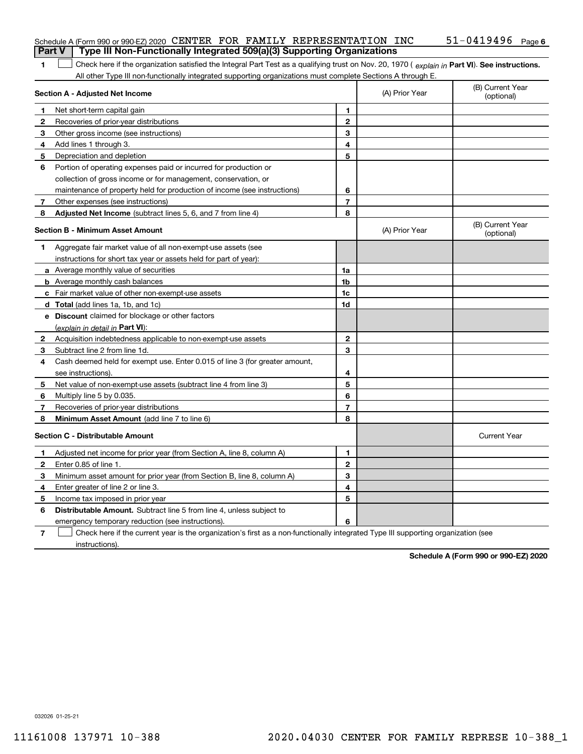Schedule A (Form 990 or 990-EZ) 2020 CENTER FOR FAMILY REPRESENTATION INC 51-0419496 Page 6

## Part V Type III Non-Functionally Integrated 509(a)(3) Supporting Organizations

**1** ☐ Check here if the organization satisfied the Integral Part Test as a qualifying trust on Nov. 20, 1970 ( *explain in* **Part VI**). **See instructions.** All other Type III non-functionally integrated supporting organizations must complete Sections A through E.

| Section A - Adjusted Net Income | | (A) Prior Year | (B) Current Year (optional) |
|---|---|---|---|
| **1** Net short-term capital gain | **1** | | |
| **2** Recoveries of prior-year distributions | **2** | | |
| **3** Other gross income (see instructions) | **3** | | |
| **4** Add lines 1 through 3. | **4** | | |
| **5** Depreciation and depletion | **5** | | |
| **6** Portion of operating expenses paid or incurred for production or collection of gross income or for management, conservation, or maintenance of property held for production of income (see instructions) | **6** | | |
| **7** Other expenses (see instructions) | **7** | | |
| **8** **Adjusted Net Income** (subtract lines 5, 6, and 7 from line 4) | **8** | | |

| Section B - Minimum Asset Amount | | (A) Prior Year | (B) Current Year (optional) |
|---|---|---|---|
| **1** Aggregate fair market value of all non-exempt-use assets (see instructions for short tax year or assets held for part of year): | | | |
| **a** Average monthly value of securities | **1a** | | |
| **b** Average monthly cash balances | **1b** | | |
| **c** Fair market value of other non-exempt-use assets | **1c** | | |
| **d** **Total** (add lines 1a, 1b, and 1c) | **1d** | | |
| **e** **Discount** claimed for blockage or other factors (*explain in detail in* **Part VI**): | | | |
| **2** Acquisition indebtedness applicable to non-exempt-use assets | **2** | | |
| **3** Subtract line 2 from line 1d. | **3** | | |
| **4** Cash deemed held for exempt use. Enter 0.015 of line 3 (for greater amount, see instructions). | **4** | | |
| **5** Net value of non-exempt-use assets (subtract line 4 from line 3) | **5** | | |
| **6** Multiply line 5 by 0.035. | **6** | | |
| **7** Recoveries of prior-year distributions | **7** | | |
| **8** **Minimum Asset Amount** (add line 7 to line 6) | **8** | | |

| Section C - Distributable Amount | | | Current Year |
|---|---|---|---|
| **1** Adjusted net income for prior year (from Section A, line 8, column A) | **1** | | |
| **2** Enter 0.85 of line 1. | **2** | | |
| **3** Minimum asset amount for prior year (from Section B, line 8, column A) | **3** | | |
| **4** Enter greater of line 2 or line 3. | **4** | | |
| **5** Income tax imposed in prior year | **5** | | |
| **6** **Distributable Amount.** Subtract line 5 from line 4, unless subject to emergency temporary reduction (see instructions). | **6** | | |

**7** ☐ Check here if the current year is the organization's first as a non-functionally integrated Type III supporting organization (see instructions).

**Schedule A (Form 990 or 990-EZ) 2020**

032026 01-25-21

11161008 137971 10-388 2020.04030 CENTER FOR FAMILY REPRESE 10-388_1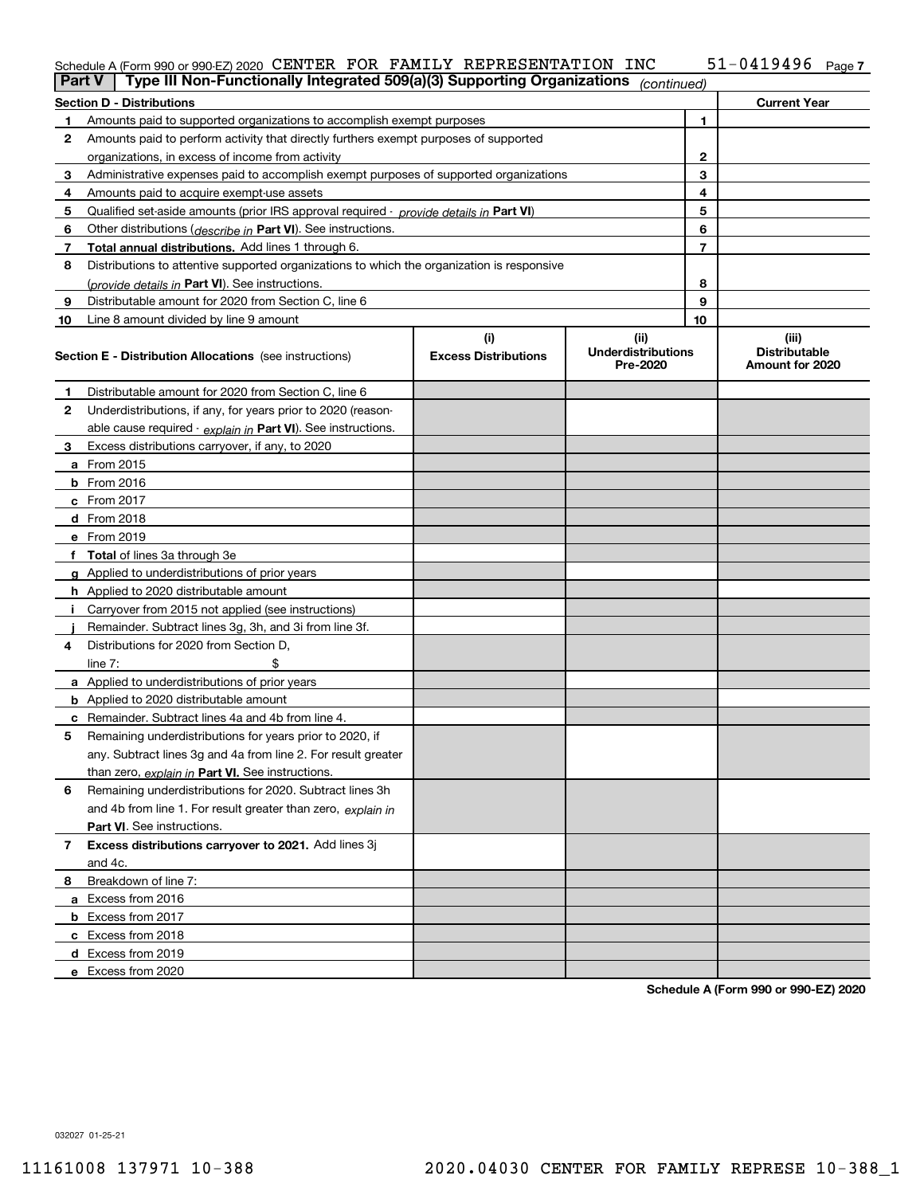Schedule A (Form 990 or 990-EZ) 2020 CENTER FOR FAMILY REPRESENTATION INC 51-0419496

## Part V | Type III Non-Functionally Integrated 509(a)(3) Supporting Organizations *(continued)*

| Section D - Distributions | | | Current Year |
|---|---|---|---|
| 1 | Amounts paid to supported organizations to accomplish exempt purposes | 1 | |
| 2 | Amounts paid to perform activity that directly furthers exempt purposes of supported organizations, in excess of income from activity | 2 | |
| 3 | Administrative expenses paid to accomplish exempt purposes of supported organizations | 3 | |
| 4 | Amounts paid to acquire exempt-use assets | 4 | |
| 5 | Qualified set-aside amounts (prior IRS approval required - *provide details in* **Part VI**) | 5 | |
| 6 | Other distributions (*describe in* **Part VI**). See instructions. | 6 | |
| 7 | **Total annual distributions.** Add lines 1 through 6. | 7 | |
| 8 | Distributions to attentive supported organizations to which the organization is responsive (*provide details in* **Part VI**). See instructions. | 8 | |
| 9 | Distributable amount for 2020 from Section C, line 6 | 9 | |
| 10 | Line 8 amount divided by line 9 amount | 10 | |

| Section E - Distribution Allocations (see instructions) | (i) Excess Distributions | (ii) Underdistributions Pre-2020 | (iii) Distributable Amount for 2020 |
|---|---|---|---|
| **1** Distributable amount for 2020 from Section C, line 6 | | | |
| **2** Underdistributions, if any, for years prior to 2020 (reasonable cause required - *explain in* **Part VI**). See instructions. | | | |
| **3** Excess distributions carryover, if any, to 2020 | | | |
| **a** From 2015 | | | |
| **b** From 2016 | | | |
| **c** From 2017 | | | |
| **d** From 2018 | | | |
| **e** From 2019 | | | |
| **f Total** of lines 3a through 3e | | | |
| **g** Applied to underdistributions of prior years | | | |
| **h** Applied to 2020 distributable amount | | | |
| **i** Carryover from 2015 not applied (see instructions) | | | |
| **j** Remainder. Subtract lines 3g, 3h, and 3i from line 3f. | | | |
| **4** Distributions for 2020 from Section D, line 7: $ | | | |
| **a** Applied to underdistributions of prior years | | | |
| **b** Applied to 2020 distributable amount | | | |
| **c** Remainder. Subtract lines 4a and 4b from line 4. | | | |
| **5** Remaining underdistributions for years prior to 2020, if any. Subtract lines 3g and 4a from line 2. For result greater than zero, *explain in* **Part VI.** See instructions. | | | |
| **6** Remaining underdistributions for 2020. Subtract lines 3h and 4b from line 1. For result greater than zero, *explain in* **Part VI**. See instructions. | | | |
| **7 Excess distributions carryover to 2021.** Add lines 3j and 4c. | | | |
| **8** Breakdown of line 7: | | | |
| **a** Excess from 2016 | | | |
| **b** Excess from 2017 | | | |
| **c** Excess from 2018 | | | |
| **d** Excess from 2019 | | | |
| **e** Excess from 2020 | | | |

**Schedule A (Form 990 or 990-EZ) 2020**

032027 01-25-21

11161008 137971 10-388 2020.04030 CENTER FOR FAMILY REPRESE 10-388_1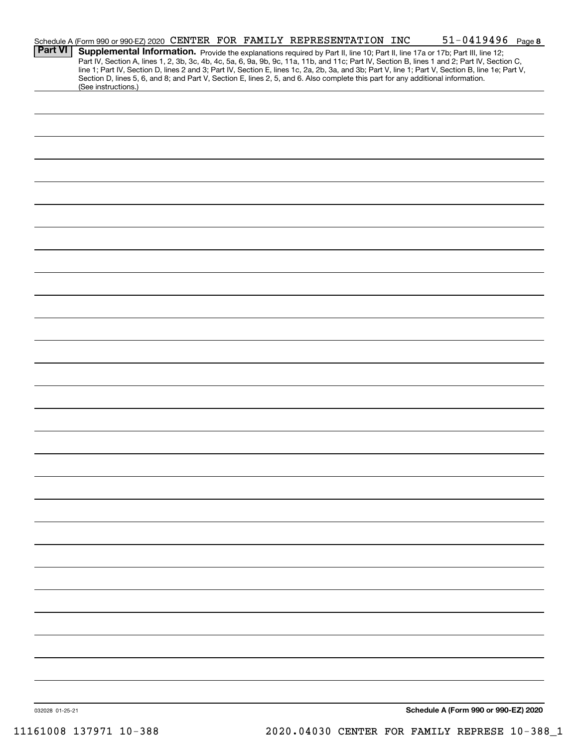Schedule A (Form 990 or 990-EZ) 2020 CENTER FOR FAMILY REPRESENTATION INC 51-0419496 Page 8

## Part VI Supplemental Information.

Provide the explanations required by Part II, line 10; Part II, line 17a or 17b; Part III, line 12; Part IV, Section A, lines 1, 2, 3b, 3c, 4b, 4c, 5a, 6, 9a, 9b, 9c, 11a, 11b, and 11c; Part IV, Section B, lines 1 and 2; Part IV, Section C, line 1; Part IV, Section D, lines 2 and 3; Part IV, Section E, lines 1c, 2a, 2b, 3a, and 3b; Part V, line 1; Part V, Section B, line 1e; Part V, Section D, lines 5, 6, and 8; and Part V, Section E, lines 2, 5, and 6. Also complete this part for any additional information. (See instructions.)

032028 01-25-21

Schedule A (Form 990 or 990-EZ) 2020

11161008 137971 10-388 2020.04030 CENTER FOR FAMILY REPRESE 10-388_1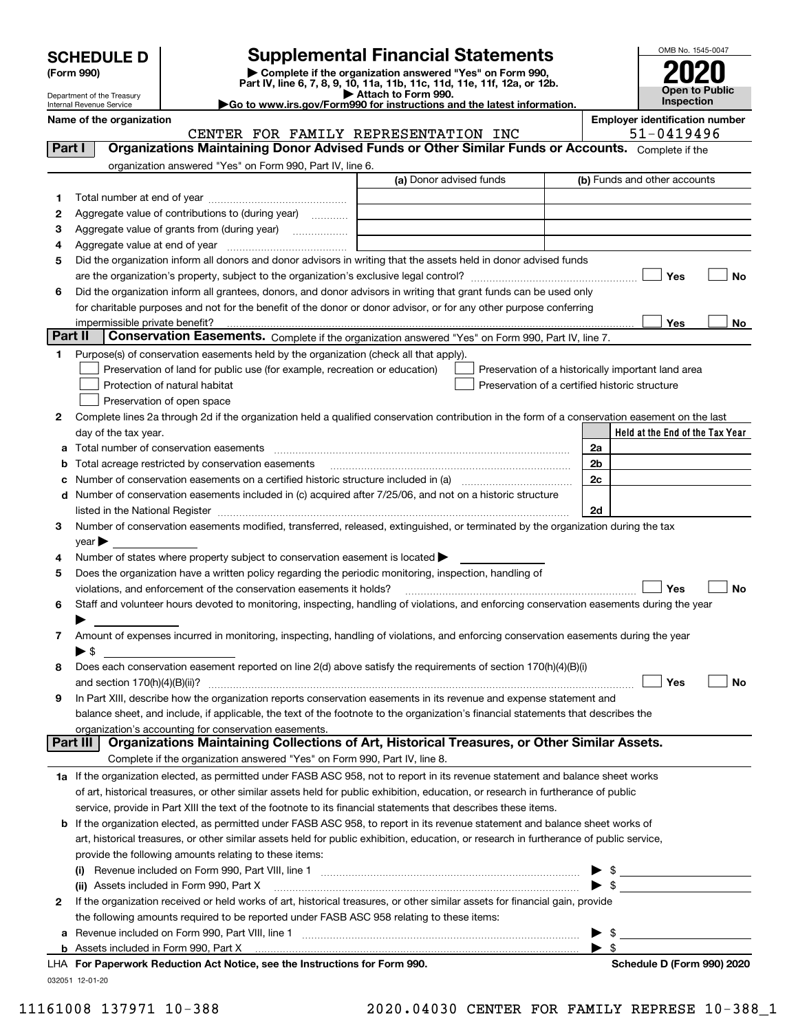# SCHEDULE D (Form 990)

Department of the Treasury
Internal Revenue Service

## Supplemental Financial Statements

▶ Complete if the organization answered "Yes" on Form 990, Part IV, line 6, 7, 8, 9, 10, 11a, 11b, 11c, 11d, 11e, 11f, 12a, or 12b.
▶ Attach to Form 990.
▶Go to www.irs.gov/Form990 for instructions and the latest information.

OMB No. 1545-0047

**2020**

**Open to Public Inspection**

**Name of the organization**
CENTER FOR FAMILY REPRESENTATION INC

**Employer identification number**
51-0419496

### Part I Organizations Maintaining Donor Advised Funds or Other Similar Funds or Accounts.
Complete if the organization answered "Yes" on Form 990, Part IV, line 6.

| | | (a) Donor advised funds | (b) Funds and other accounts |
|---|---|---|---|
| 1 | Total number at end of year | | |
| 2 | Aggregate value of contributions to (during year) | | |
| 3 | Aggregate value of grants from (during year) | | |
| 4 | Aggregate value at end of year | | |

5 Did the organization inform all donors and donor advisors in writing that the assets held in donor advised funds are the organization's property, subject to the organization's exclusive legal control? ☐ Yes ☐ No

6 Did the organization inform all grantees, donors, and donor advisors in writing that grant funds can be used only for charitable purposes and not for the benefit of the donor or donor advisor, or for any other purpose conferring impermissible private benefit? ☐ Yes ☐ No

### Part II Conservation Easements.
Complete if the organization answered "Yes" on Form 990, Part IV, line 7.

1 Purpose(s) of conservation easements held by the organization (check all that apply).
- ☐ Preservation of land for public use (for example, recreation or education)
- ☐ Protection of natural habitat
- ☐ Preservation of open space
- ☐ Preservation of a historically important land area
- ☐ Preservation of a certified historic structure

2 Complete lines 2a through 2d if the organization held a qualified conservation contribution in the form of a conservation easement on the last day of the tax year.

| | | | Held at the End of the Tax Year |
|---|---|---|---|
| a | Total number of conservation easements | 2a | |
| b | Total acreage restricted by conservation easements | 2b | |
| c | Number of conservation easements on a certified historic structure included in (a) | 2c | |
| d | Number of conservation easements included in (c) acquired after 7/25/06, and not on a historic structure listed in the National Register | 2d | |

3 Number of conservation easements modified, transferred, released, extinguished, or terminated by the organization during the tax year ▶

4 Number of states where property subject to conservation easement is located ▶

5 Does the organization have a written policy regarding the periodic monitoring, inspection, handling of violations, and enforcement of the conservation easements it holds? ☐ Yes ☐ No

6 Staff and volunteer hours devoted to monitoring, inspecting, handling of violations, and enforcing conservation easements during the year ▶

7 Amount of expenses incurred in monitoring, inspecting, handling of violations, and enforcing conservation easements during the year ▶ $

8 Does each conservation easement reported on line 2(d) above satisfy the requirements of section 170(h)(4)(B)(i) and section 170(h)(4)(B)(ii)? ☐ Yes ☐ No

9 In Part XIII, describe how the organization reports conservation easements in its revenue and expense statement and balance sheet, and include, if applicable, the text of the footnote to the organization's financial statements that describes the organization's accounting for conservation easements.

### Part III Organizations Maintaining Collections of Art, Historical Treasures, or Other Similar Assets.
Complete if the organization answered "Yes" on Form 990, Part IV, line 8.

1a If the organization elected, as permitted under FASB ASC 958, not to report in its revenue statement and balance sheet works of art, historical treasures, or other similar assets held for public exhibition, education, or research in furtherance of public service, provide in Part XIII the text of the footnote to its financial statements that describes these items.

b If the organization elected, as permitted under FASB ASC 958, to report in its revenue statement and balance sheet works of art, historical treasures, or other similar assets held for public exhibition, education, or research in furtherance of public service, provide the following amounts relating to these items:

(i) Revenue included on Form 990, Part VIII, line 1 ▶ $

(ii) Assets included in Form 990, Part X ▶ $

2 If the organization received or held works of art, historical treasures, or other similar assets for financial gain, provide the following amounts required to be reported under FASB ASC 958 relating to these items:

a Revenue included on Form 990, Part VIII, line 1 ▶ $

b Assets included in Form 990, Part X ▶ $

LHA For Paperwork Reduction Act Notice, see the Instructions for Form 990. **Schedule D (Form 990) 2020**

032051 12-01-20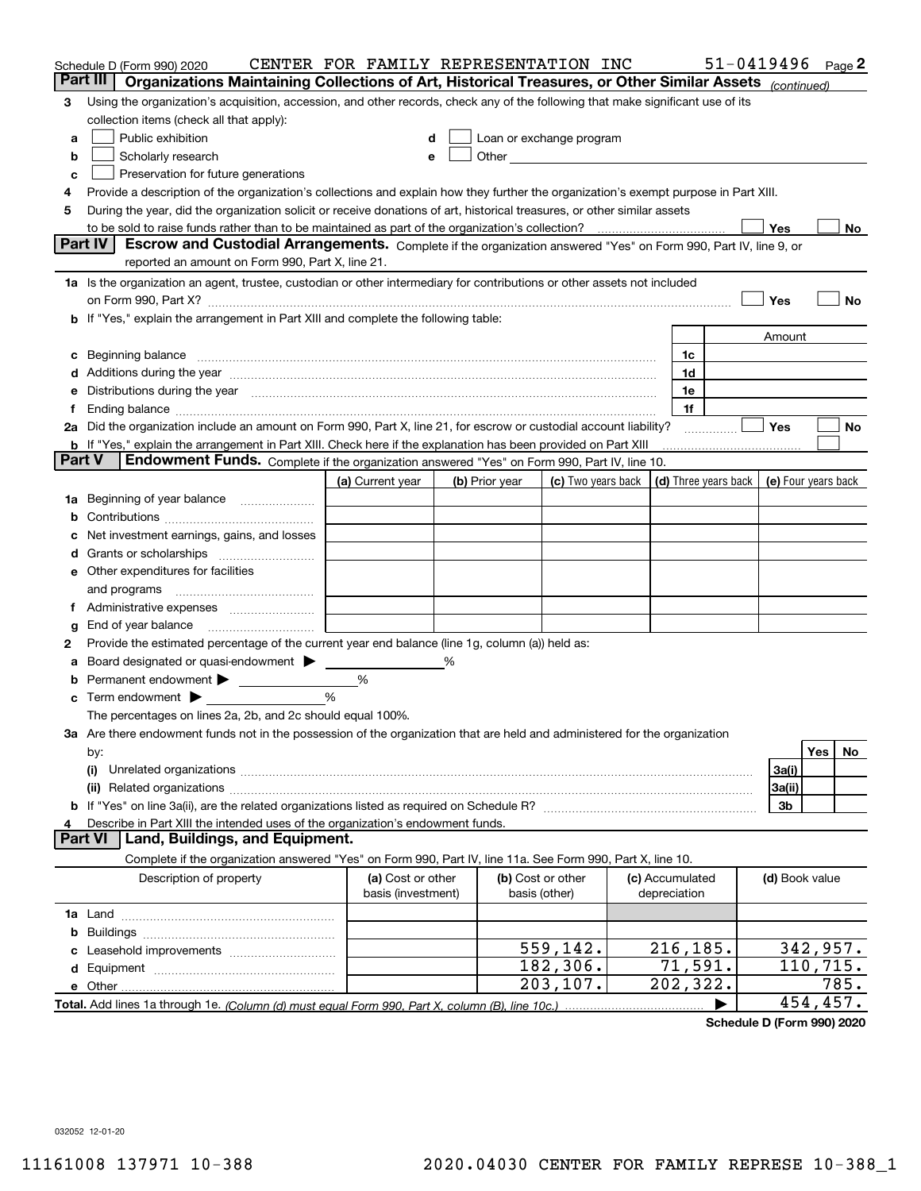Schedule D (Form 990) 2020 CENTER FOR FAMILY REPRESENTATION INC 51-0419496 Page 2

**Part III** **Organizations Maintaining Collections of Art, Historical Treasures, or Other Similar Assets** *(continued)*

3 Using the organization's acquisition, accession, and other records, check any of the following that make significant use of its collection items (check all that apply):

a ☐ Public exhibition
b ☐ Scholarly research
c ☐ Preservation for future generations
d ☐ Loan or exchange program
e ☐ Other

4 Provide a description of the organization's collections and explain how they further the organization's exempt purpose in Part XIII.

5 During the year, did the organization solicit or receive donations of art, historical treasures, or other similar assets to be sold to raise funds rather than to be maintained as part of the organization's collection? ☐ Yes ☐ No

**Part IV** **Escrow and Custodial Arrangements.** Complete if the organization answered "Yes" on Form 990, Part IV, line 9, or reported an amount on Form 990, Part X, line 21.

1a Is the organization an agent, trustee, custodian or other intermediary for contributions or other assets not included on Form 990, Part X? ☐ Yes ☐ No

b If "Yes," explain the arrangement in Part XIII and complete the following table:

| | | Amount |
|---|---|---|
| c Beginning balance | 1c | |
| d Additions during the year | 1d | |
| e Distributions during the year | 1e | |
| f Ending balance | 1f | |

2a Did the organization include an amount on Form 990, Part X, line 21, for escrow or custodial account liability? ☐ Yes ☐ No

b If "Yes," explain the arrangement in Part XIII. Check here if the explanation has been provided on Part XIII ☐

**Part V** **Endowment Funds.** Complete if the organization answered "Yes" on Form 990, Part IV, line 10.

| | (a) Current year | (b) Prior year | (c) Two years back | (d) Three years back | (e) Four years back |
|---|---|---|---|---|---|
| 1a Beginning of year balance | | | | | |
| b Contributions | | | | | |
| c Net investment earnings, gains, and losses | | | | | |
| d Grants or scholarships | | | | | |
| e Other expenditures for facilities and programs | | | | | |
| f Administrative expenses | | | | | |
| g End of year balance | | | | | |

2 Provide the estimated percentage of the current year end balance (line 1g, column (a)) held as:

a Board designated or quasi-endowment ▶ %
b Permanent endowment ▶ %
c Term endowment ▶ %

The percentages on lines 2a, 2b, and 2c should equal 100%.

3a Are there endowment funds not in the possession of the organization that are held and administered for the organization by:

| | | Yes | No |
|---|---|---|---|
| (i) Unrelated organizations | 3a(i) | | |
| (ii) Related organizations | 3a(ii) | | |
| b If "Yes" on line 3a(ii), are the related organizations listed as required on Schedule R? | 3b | | |

4 Describe in Part XIII the intended uses of the organization's endowment funds.

**Part VI** **Land, Buildings, and Equipment.**

Complete if the organization answered "Yes" on Form 990, Part IV, line 11a. See Form 990, Part X, line 10.

| Description of property | (a) Cost or other basis (investment) | (b) Cost or other basis (other) | (c) Accumulated depreciation | (d) Book value |
|---|---|---|---|---|
| 1a Land | | | | |
| b Buildings | | | | |
| c Leasehold improvements | | 559,142. | 216,185. | 342,957. |
| d Equipment | | 182,306. | 71,591. | 110,715. |
| e Other | | 203,107. | 202,322. | 785. |
| **Total.** Add lines 1a through 1e. *(Column (d) must equal Form 990, Part X, column (B), line 10c.)* | | | ▶ | 454,457. |

**Schedule D (Form 990) 2020**

032052 12-01-20

11161008 137971 10-388 2020.04030 CENTER FOR FAMILY REPRESE 10-388_1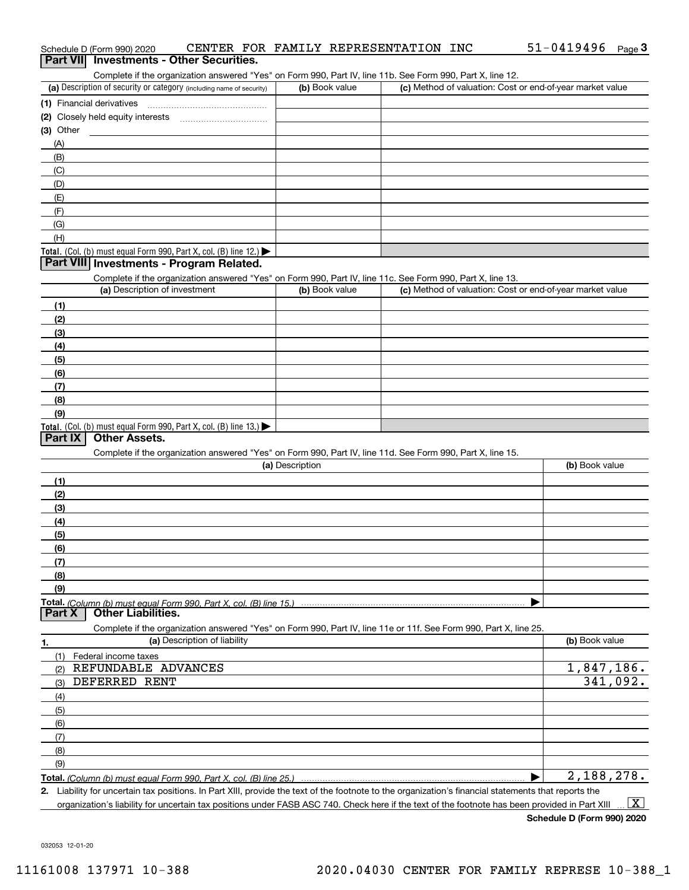Schedule D (Form 990) 2020 CENTER FOR FAMILY REPRESENTATION INC 51-0419496 Page 3

## Part VII Investments - Other Securities.

Complete if the organization answered "Yes" on Form 990, Part IV, line 11b. See Form 990, Part X, line 12.

| (a) Description of security or category (including name of security) | (b) Book value | (c) Method of valuation: Cost or end-of-year market value |
|---|---|---|
| (1) Financial derivatives | | |
| (2) Closely held equity interests | | |
| (3) Other | | |
| (A) | | |
| (B) | | |
| (C) | | |
| (D) | | |
| (E) | | |
| (F) | | |
| (G) | | |
| (H) | | |
| **Total.** (Col. (b) must equal Form 990, Part X, col. (B) line 12.) ▶ | | |

## Part VIII Investments - Program Related.

Complete if the organization answered "Yes" on Form 990, Part IV, line 11c. See Form 990, Part X, line 13.

| (a) Description of investment | (b) Book value | (c) Method of valuation: Cost or end-of-year market value |
|---|---|---|
| (1) | | |
| (2) | | |
| (3) | | |
| (4) | | |
| (5) | | |
| (6) | | |
| (7) | | |
| (8) | | |
| (9) | | |
| **Total.** (Col. (b) must equal Form 990, Part X, col. (B) line 13.) ▶ | | |

## Part IX Other Assets.

Complete if the organization answered "Yes" on Form 990, Part IV, line 11d. See Form 990, Part X, line 15.

| (a) Description | (b) Book value |
|---|---|
| (1) | |
| (2) | |
| (3) | |
| (4) | |
| (5) | |
| (6) | |
| (7) | |
| (8) | |
| (9) | |
| **Total.** *(Column (b) must equal Form 990, Part X, col. (B) line 15.)* ▶ | |

## Part X Other Liabilities.

Complete if the organization answered "Yes" on Form 990, Part IV, line 11e or 11f. See Form 990, Part X, line 25.

| 1. (a) Description of liability | (b) Book value |
|---|---|
| (1) Federal income taxes | |
| (2) REFUNDABLE ADVANCES | 1,847,186. |
| (3) DEFERRED RENT | 341,092. |
| (4) | |
| (5) | |
| (6) | |
| (7) | |
| (8) | |
| (9) | |
| **Total.** *(Column (b) must equal Form 990, Part X, col. (B) line 25.)* ▶ | 2,188,278. |

2. Liability for uncertain tax positions. In Part XIII, provide the text of the footnote to the organization's financial statements that reports the organization's liability for uncertain tax positions under FASB ASC 740. Check here if the text of the footnote has been provided in Part XIII ... [X]

**Schedule D (Form 990) 2020**

032053 12-01-20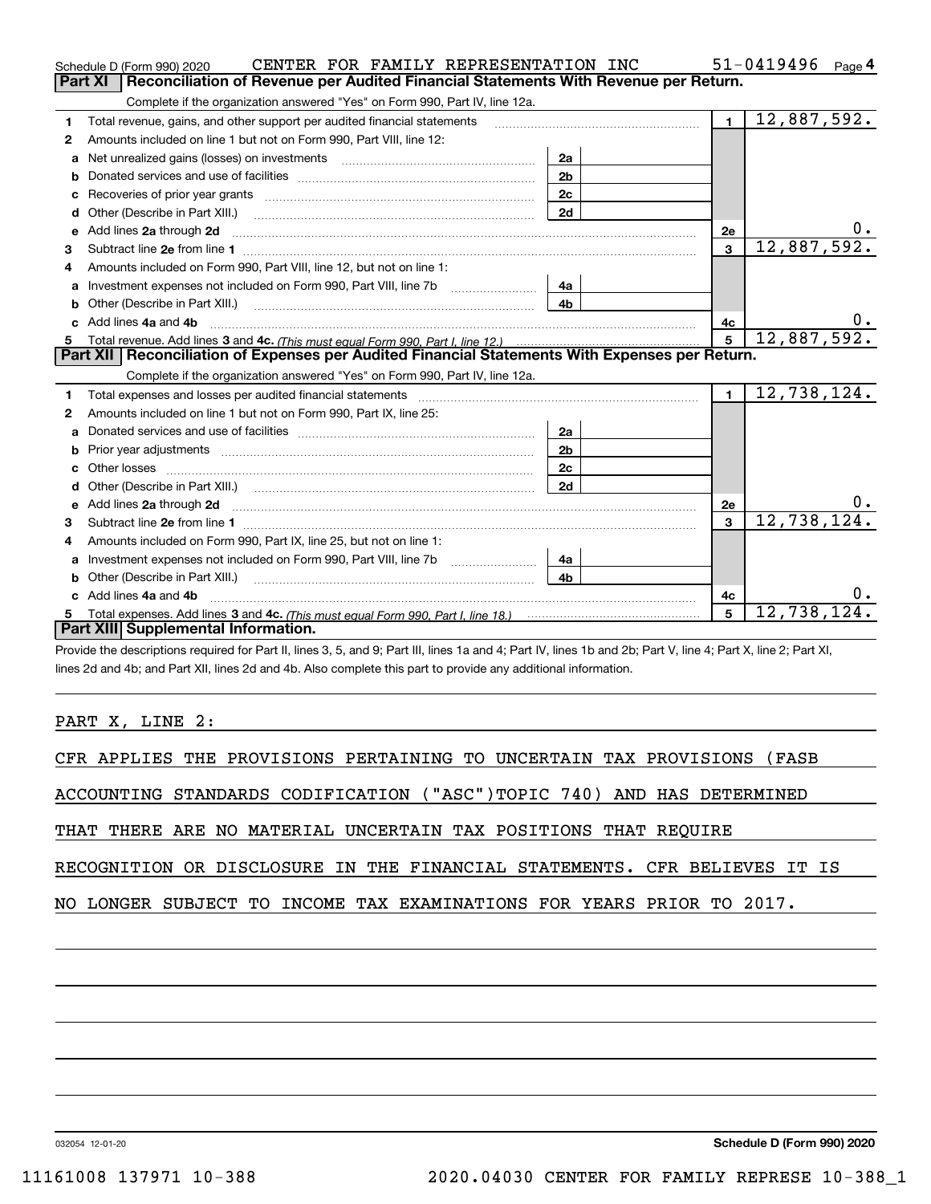Schedule D (Form 990) 2020 CENTER FOR FAMILY REPRESENTATION INC 51-0419496 Page 4

## Part XI Reconciliation of Revenue per Audited Financial Statements With Revenue per Return.

Complete if the organization answered "Yes" on Form 990, Part IV, line 12a.

| | | | | | |
|---|---|---|---|---|---|
| 1 | Total revenue, gains, and other support per audited financial statements | | | 1 | 12,887,592. |
| 2 | Amounts included on line 1 but not on Form 990, Part VIII, line 12: | | | | |
| a | Net unrealized gains (losses) on investments | 2a | | | |
| b | Donated services and use of facilities | 2b | | | |
| c | Recoveries of prior year grants | 2c | | | |
| d | Other (Describe in Part XIII.) | 2d | | | |
| e | Add lines 2a through 2d | | | 2e | 0. |
| 3 | Subtract line 2e from line 1 | | | 3 | 12,887,592. |
| 4 | Amounts included on Form 990, Part VIII, line 12, but not on line 1: | | | | |
| a | Investment expenses not included on Form 990, Part VIII, line 7b | 4a | | | |
| b | Other (Describe in Part XIII.) | 4b | | | |
| c | Add lines 4a and 4b | | | 4c | 0. |
| 5 | Total revenue. Add lines 3 and 4c. *(This must equal Form 990, Part I, line 12.)* | | | 5 | 12,887,592. |

## Part XII Reconciliation of Expenses per Audited Financial Statements With Expenses per Return.

Complete if the organization answered "Yes" on Form 990, Part IV, line 12a.

| | | | | | |
|---|---|---|---|---|---|
| 1 | Total expenses and losses per audited financial statements | | | 1 | 12,738,124. |
| 2 | Amounts included on line 1 but not on Form 990, Part IX, line 25: | | | | |
| a | Donated services and use of facilities | 2a | | | |
| b | Prior year adjustments | 2b | | | |
| c | Other losses | 2c | | | |
| d | Other (Describe in Part XIII.) | 2d | | | |
| e | Add lines 2a through 2d | | | 2e | 0. |
| 3 | Subtract line 2e from line 1 | | | 3 | 12,738,124. |
| 4 | Amounts included on Form 990, Part IX, line 25, but not on line 1: | | | | |
| a | Investment expenses not included on Form 990, Part VIII, line 7b | 4a | | | |
| b | Other (Describe in Part XIII.) | 4b | | | |
| c | Add lines 4a and 4b | | | 4c | 0. |
| 5 | Total expenses. Add lines 3 and 4c. *(This must equal Form 990, Part I, line 18.)* | | | 5 | 12,738,124. |

## Part XIII Supplemental Information.

Provide the descriptions required for Part II, lines 3, 5, and 9; Part III, lines 1a and 4; Part IV, lines 1b and 2b; Part V, line 4; Part X, line 2; Part XI, lines 2d and 4b; and Part XII, lines 2d and 4b. Also complete this part to provide any additional information.

PART X, LINE 2:

CFR APPLIES THE PROVISIONS PERTAINING TO UNCERTAIN TAX PROVISIONS (FASB ACCOUNTING STANDARDS CODIFICATION ("ASC")TOPIC 740) AND HAS DETERMINED THAT THERE ARE NO MATERIAL UNCERTAIN TAX POSITIONS THAT REQUIRE RECOGNITION OR DISCLOSURE IN THE FINANCIAL STATEMENTS. CFR BELIEVES IT IS NO LONGER SUBJECT TO INCOME TAX EXAMINATIONS FOR YEARS PRIOR TO 2017.

032054 12-01-20 **Schedule D (Form 990) 2020**

11161008 137971 10-388 2020.04030 CENTER FOR FAMILY REPRESE 10-388_1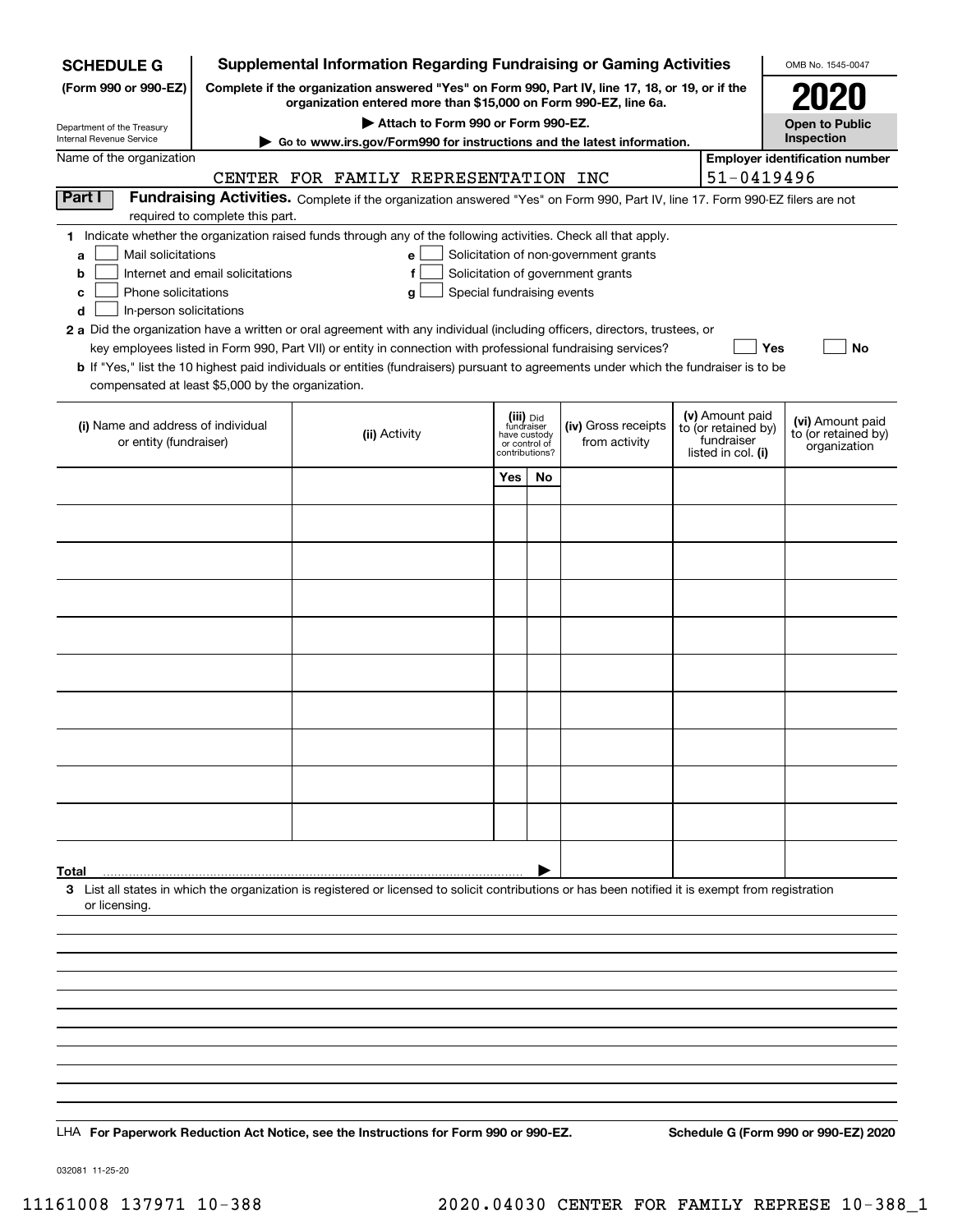**SCHEDULE G**
**(Form 990 or 990-EZ)**

Department of the Treasury
Internal Revenue Service

# Supplemental Information Regarding Fundraising or Gaming Activities

**Complete if the organization answered "Yes" on Form 990, Part IV, line 17, 18, or 19, or if the organization entered more than $15,000 on Form 990-EZ, line 6a.**

**▶ Attach to Form 990 or Form 990-EZ.**

**▶ Go to www.irs.gov/Form990 for instructions and the latest information.**

OMB No. 1545-0047

**2020**

**Open to Public Inspection**

Name of the organization: CENTER FOR FAMILY REPRESENTATION INC

**Employer identification number:** 51-0419496

**Part I** **Fundraising Activities.** Complete if the organization answered "Yes" on Form 990, Part IV, line 17. Form 990-EZ filers are not required to complete this part.

**1** Indicate whether the organization raised funds through any of the following activities. Check all that apply.

- **a** ☐ Mail solicitations
- **b** ☐ Internet and email solicitations
- **c** ☐ Phone solicitations
- **d** ☐ In-person solicitations
- **e** ☐ Solicitation of non-government grants
- **f** ☐ Solicitation of government grants
- **g** ☐ Special fundraising events

**2 a** Did the organization have a written or oral agreement with any individual (including officers, directors, trustees, or key employees listed in Form 990, Part VII) or entity in connection with professional fundraising services? ☐ **Yes** ☐ **No**

**b** If "Yes," list the 10 highest paid individuals or entities (fundraisers) pursuant to agreements under which the fundraiser is to be compensated at least $5,000 by the organization.

| (i) Name and address of individual or entity (fundraiser) | (ii) Activity | (iii) Did fundraiser have custody or control of contributions? Yes | No | (iv) Gross receipts from activity | (v) Amount paid to (or retained by) fundraiser listed in col. (i) | (vi) Amount paid to (or retained by) organization |
|---|---|---|---|---|---|---|
| | | | | | | |
| | | | | | | |
| | | | | | | |
| | | | | | | |
| | | | | | | |
| | | | | | | |
| | | | | | | |
| | | | | | | |
| | | | | | | |
| | | | | | | |
| **Total** ▶ | | | | | | |

**3** List all states in which the organization is registered or licensed to solicit contributions or has been notified it is exempt from registration or licensing.

LHA **For Paperwork Reduction Act Notice, see the Instructions for Form 990 or 990-EZ.** **Schedule G (Form 990 or 990-EZ) 2020**

032081 11-25-20

11161008 137971 10-388 2020.04030 CENTER FOR FAMILY REPRESE 10-388_1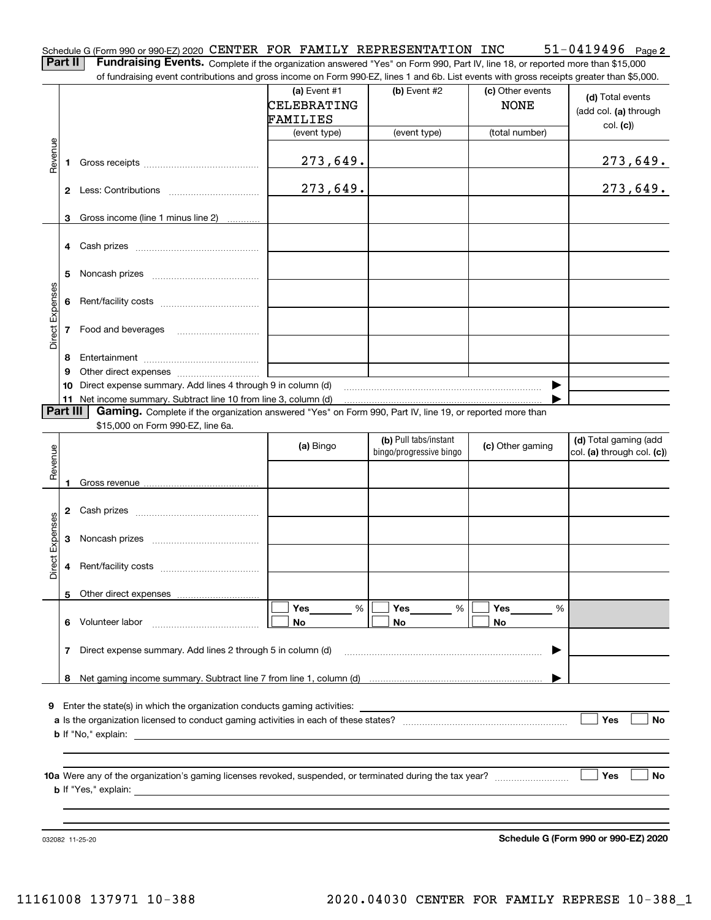Schedule G (Form 990 or 990-EZ) 2020 CENTER FOR FAMILY REPRESENTATION INC 51-0419496 Page **2**

**Part II** **Fundraising Events.** Complete if the organization answered "Yes" on Form 990, Part IV, line 18, or reported more than $15,000 of fundraising event contributions and gross income on Form 990-EZ, lines 1 and 6b. List events with gross receipts greater than $5,000.

| | | (a) Event #1 CELEBRATING FAMILIES (event type) | (b) Event #2 (event type) | (c) Other events NONE (total number) | (d) Total events (add col. (a) through col. (c)) |
|---|---|---|---|---|---|
| Revenue | 1 Gross receipts | 273,649. | | | 273,649. |
| | 2 Less: Contributions | 273,649. | | | 273,649. |
| | 3 Gross income (line 1 minus line 2) | | | | |
| Direct Expenses | 4 Cash prizes | | | | |
| | 5 Noncash prizes | | | | |
| | 6 Rent/facility costs | | | | |
| | 7 Food and beverages | | | | |
| | 8 Entertainment | | | | |
| | 9 Other direct expenses | | | | |
| | 10 Direct expense summary. Add lines 4 through 9 in column (d) | | | ▶ | |
| | 11 Net income summary. Subtract line 10 from line 3, column (d) | | | ▶ | |

**Part III** **Gaming.** Complete if the organization answered "Yes" on Form 990, Part IV, line 19, or reported more than $15,000 on Form 990-EZ, line 6a.

| | | (a) Bingo | (b) Pull tabs/instant bingo/progressive bingo | (c) Other gaming | (d) Total gaming (add col. (a) through col. (c)) |
|---|---|---|---|---|---|
| Revenue | 1 Gross revenue | | | | |
| Direct Expenses | 2 Cash prizes | | | | |
| | 3 Noncash prizes | | | | |
| | 4 Rent/facility costs | | | | |
| | 5 Other direct expenses | | | | |
| | 6 Volunteer labor | ☐ Yes ____ % ☐ No | ☐ Yes ____ % ☐ No | ☐ Yes ____ % ☐ No | |
| | 7 Direct expense summary. Add lines 2 through 5 in column (d) | | | ▶ | |
| | 8 Net gaming income summary. Subtract line 7 from line 1, column (d) | | | ▶ | |

**9** Enter the state(s) in which the organization conducts gaming activities: ____________

**a** Is the organization licensed to conduct gaming activities in each of these states? ☐ Yes ☐ No

**b** If "No," explain: ____________

**10a** Were any of the organization's gaming licenses revoked, suspended, or terminated during the tax year? ☐ Yes ☐ No

**b** If "Yes," explain: ____________

032082 11-25-20 **Schedule G (Form 990 or 990-EZ) 2020**

11161008 137971 10-388 2020.04030 CENTER FOR FAMILY REPRESE 10-388_1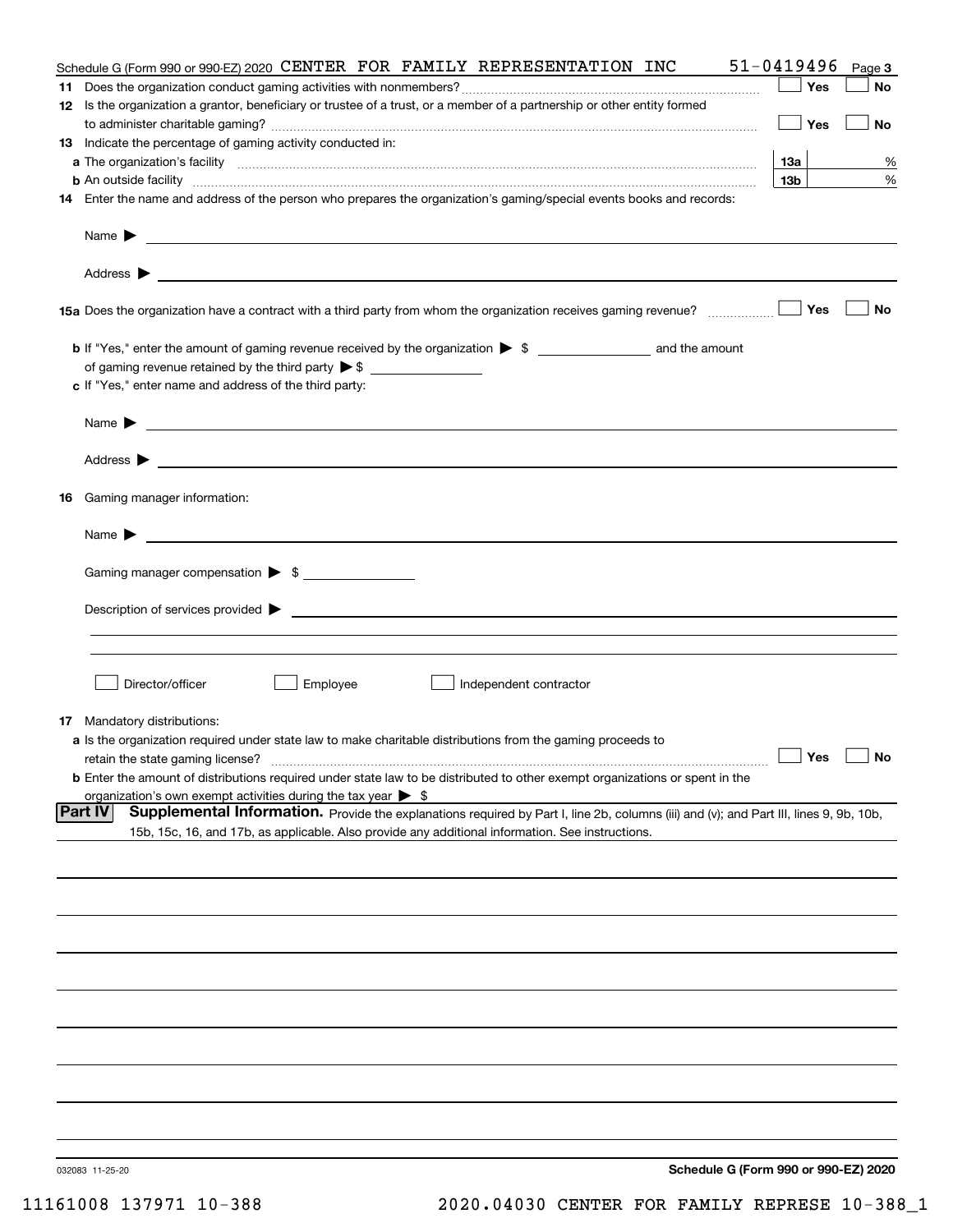Schedule G (Form 990 or 990-EZ) 2020 CENTER FOR FAMILY REPRESENTATION INC 51-0419496 Page 3

**11** Does the organization conduct gaming activities with nonmembers? ☐ Yes ☐ No

**12** Is the organization a grantor, beneficiary or trustee of a trust, or a member of a partnership or other entity formed to administer charitable gaming? ☐ Yes ☐ No

**13** Indicate the percentage of gaming activity conducted in:

**a** The organization's facility **13a** %

**b** An outside facility **13b** %

**14** Enter the name and address of the person who prepares the organization's gaming/special events books and records:

Name ▶

Address ▶

**15a** Does the organization have a contract with a third party from whom the organization receives gaming revenue? ☐ Yes ☐ No

**b** If "Yes," enter the amount of gaming revenue received by the organization ▶ $ ________ and the amount of gaming revenue retained by the third party ▶ $ ________

**c** If "Yes," enter name and address of the third party:

Name ▶

Address ▶

**16** Gaming manager information:

Name ▶

Gaming manager compensation ▶ $ ________

Description of services provided ▶

☐ Director/officer ☐ Employee ☐ Independent contractor

**17** Mandatory distributions:

**a** Is the organization required under state law to make charitable distributions from the gaming proceeds to retain the state gaming license? ☐ Yes ☐ No

**b** Enter the amount of distributions required under state law to be distributed to other exempt organizations or spent in the organization's own exempt activities during the tax year ▶ $

**Part IV** **Supplemental Information.** Provide the explanations required by Part I, line 2b, columns (iii) and (v); and Part III, lines 9, 9b, 10b, 15b, 15c, 16, and 17b, as applicable. Also provide any additional information. See instructions.

032083 11-25-20 **Schedule G (Form 990 or 990-EZ) 2020**

11161008 137971 10-388 2020.04030 CENTER FOR FAMILY REPRESE 10-388_1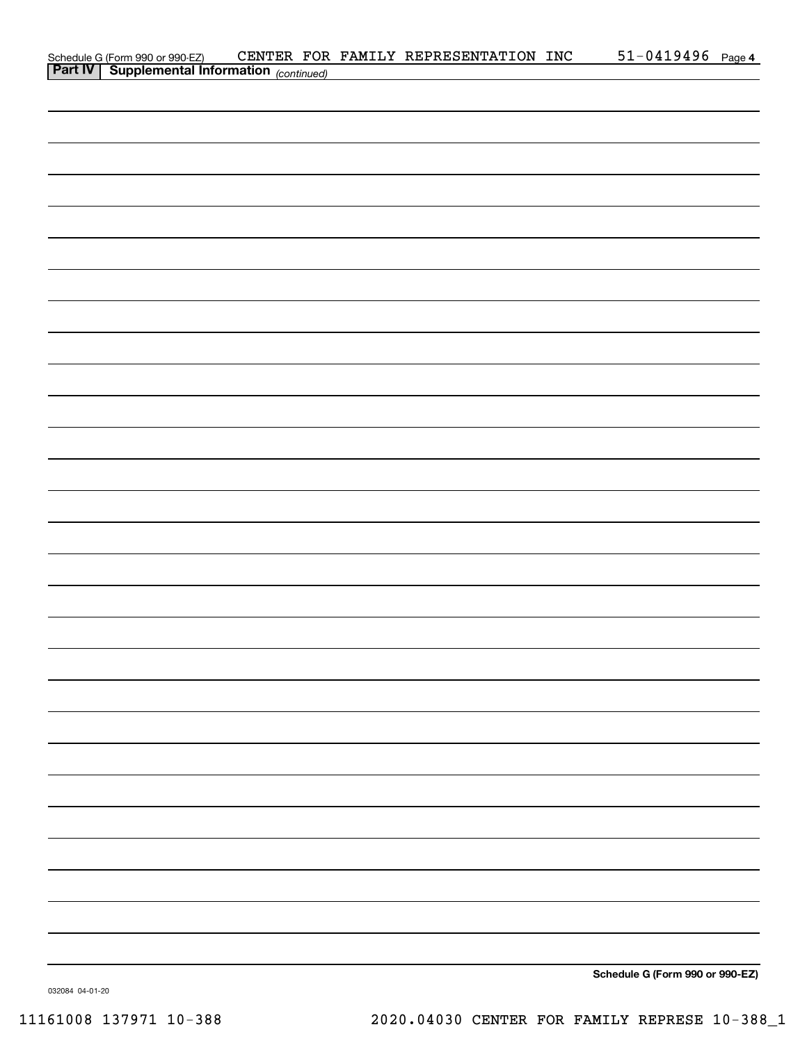Schedule G (Form 990 or 990-EZ) CENTER FOR FAMILY REPRESENTATION INC 51-0419496 Page 4

**Part IV | Supplemental Information** *(continued)*

**Schedule G (Form 990 or 990-EZ)**

032084 04-01-20

11161008 137971 10-388 2020.04030 CENTER FOR FAMILY REPRESE 10-388_1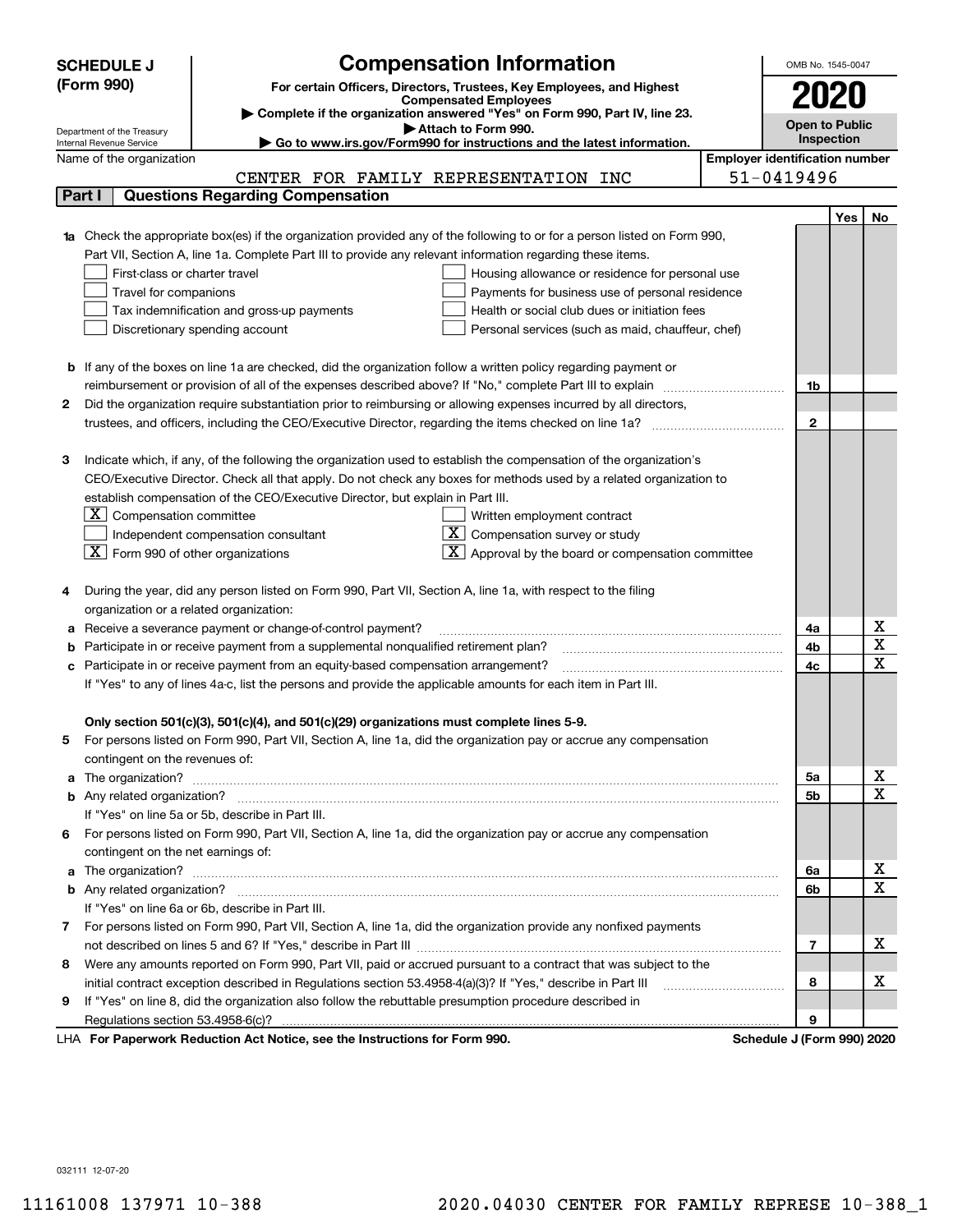# SCHEDULE J (Form 990)

**Compensation Information**

**For certain Officers, Directors, Trustees, Key Employees, and Highest Compensated Employees**

▶ Complete if the organization answered "Yes" on Form 990, Part IV, line 23.

▶ Attach to Form 990.

▶ Go to www.irs.gov/Form990 for instructions and the latest information.

Department of the Treasury
Internal Revenue Service

OMB No. 1545-0047

**2020**

**Open to Public Inspection**

Name of the organization: CENTER FOR FAMILY REPRESENTATION INC

Employer identification number: 51-0419496

## Part I — Questions Regarding Compensation

| | | | Yes | No |
|---|---|---|---|---|
| **1a** | Check the appropriate box(es) if the organization provided any of the following to or for a person listed on Form 990, Part VII, Section A, line 1a. Complete Part III to provide any relevant information regarding these items.<br>☐ First-class or charter travel ☐ Housing allowance or residence for personal use<br>☐ Travel for companions ☐ Payments for business use of personal residence<br>☐ Tax indemnification and gross-up payments ☐ Health or social club dues or initiation fees<br>☐ Discretionary spending account ☐ Personal services (such as maid, chauffeur, chef) | | | |
| **b** | If any of the boxes on line 1a are checked, did the organization follow a written policy regarding payment or reimbursement or provision of all of the expenses described above? If "No," complete Part III to explain | 1b | | |
| **2** | Did the organization require substantiation prior to reimbursing or allowing expenses incurred by all directors, trustees, and officers, including the CEO/Executive Director, regarding the items checked on line 1a? | 2 | | |
| **3** | Indicate which, if any, of the following the organization used to establish the compensation of the organization's CEO/Executive Director. Check all that apply. Do not check any boxes for methods used by a related organization to establish compensation of the CEO/Executive Director, but explain in Part III.<br>☒ Compensation committee ☐ Written employment contract<br>☐ Independent compensation consultant ☒ Compensation survey or study<br>☒ Form 990 of other organizations ☒ Approval by the board or compensation committee | | | |
| **4** | During the year, did any person listed on Form 990, Part VII, Section A, line 1a, with respect to the filing organization or a related organization: | | | |
| **a** | Receive a severance payment or change-of-control payment? | 4a | | X |
| **b** | Participate in or receive payment from a supplemental nonqualified retirement plan? | 4b | | X |
| **c** | Participate in or receive payment from an equity-based compensation arrangement? | 4c | | X |
| | If "Yes" to any of lines 4a-c, list the persons and provide the applicable amounts for each item in Part III. | | | |
| | **Only section 501(c)(3), 501(c)(4), and 501(c)(29) organizations must complete lines 5-9.** | | | |
| **5** | For persons listed on Form 990, Part VII, Section A, line 1a, did the organization pay or accrue any compensation contingent on the revenues of: | | | |
| **a** | The organization? | 5a | | X |
| **b** | Any related organization? | 5b | | X |
| | If "Yes" on line 5a or 5b, describe in Part III. | | | |
| **6** | For persons listed on Form 990, Part VII, Section A, line 1a, did the organization pay or accrue any compensation contingent on the net earnings of: | | | |
| **a** | The organization? | 6a | | X |
| **b** | Any related organization? | 6b | | X |
| | If "Yes" on line 6a or 6b, describe in Part III. | | | |
| **7** | For persons listed on Form 990, Part VII, Section A, line 1a, did the organization provide any nonfixed payments not described on lines 5 and 6? If "Yes," describe in Part III | 7 | | X |
| **8** | Were any amounts reported on Form 990, Part VII, paid or accrued pursuant to a contract that was subject to the initial contract exception described in Regulations section 53.4958-4(a)(3)? If "Yes," describe in Part III | 8 | | X |
| **9** | If "Yes" on line 8, did the organization also follow the rebuttable presumption procedure described in Regulations section 53.4958-6(c)? | 9 | | |

LHA **For Paperwork Reduction Act Notice, see the Instructions for Form 990.** **Schedule J (Form 990) 2020**

032111 12-07-20

11161008 137971 10-388 2020.04030 CENTER FOR FAMILY REPRESE 10-388_1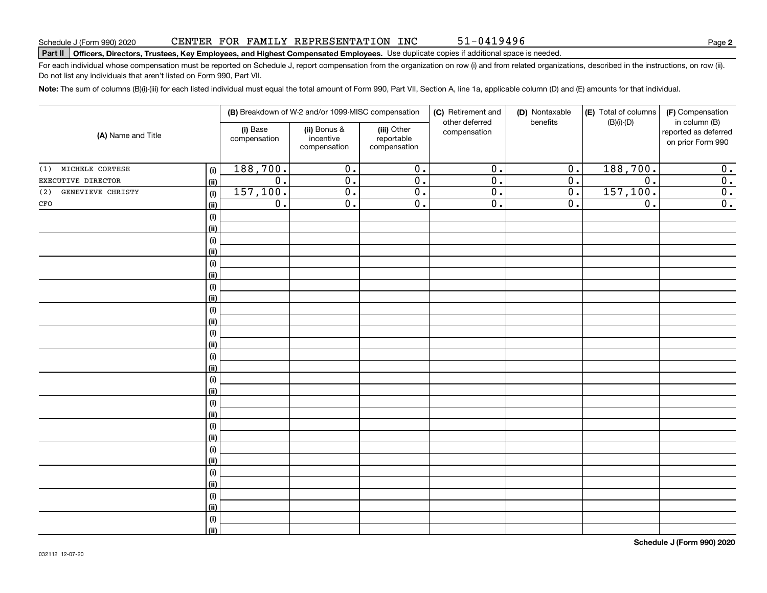Schedule J (Form 990) 2020 CENTER FOR FAMILY REPRESENTATION INC 51-0419496 Page **2**

**Part II** **Officers, Directors, Trustees, Key Employees, and Highest Compensated Employees.** Use duplicate copies if additional space is needed.

For each individual whose compensation must be reported on Schedule J, report compensation from the organization on row (i) and from related organizations, described in the instructions, on row (ii). Do not list any individuals that aren't listed on Form 990, Part VII.

**Note:** The sum of columns (B)(i)-(iii) for each listed individual must equal the total amount of Form 990, Part VII, Section A, line 1a, applicable column (D) and (E) amounts for that individual.

| (A) Name and Title | | (B) Breakdown of W-2 and/or 1099-MISC compensation | | | (C) Retirement and other deferred compensation | (D) Nontaxable benefits | (E) Total of columns (B)(i)-(D) | (F) Compensation in column (B) reported as deferred on prior Form 990 |
|---|---|---|---|---|---|---|---|---|
| | | (i) Base compensation | (ii) Bonus & incentive compensation | (iii) Other reportable compensation | | | | |
| (1) MICHELE CORTESE | (i) | 188,700. | 0. | 0. | 0. | 0. | 188,700. | 0. |
| EXECUTIVE DIRECTOR | (ii) | 0. | 0. | 0. | 0. | 0. | 0. | 0. |
| (2) GENEVIEVE CHRISTY | (i) | 157,100. | 0. | 0. | 0. | 0. | 157,100. | 0. |
| CFO | (ii) | 0. | 0. | 0. | 0. | 0. | 0. | 0. |

**Schedule J (Form 990) 2020**

032112 12-07-20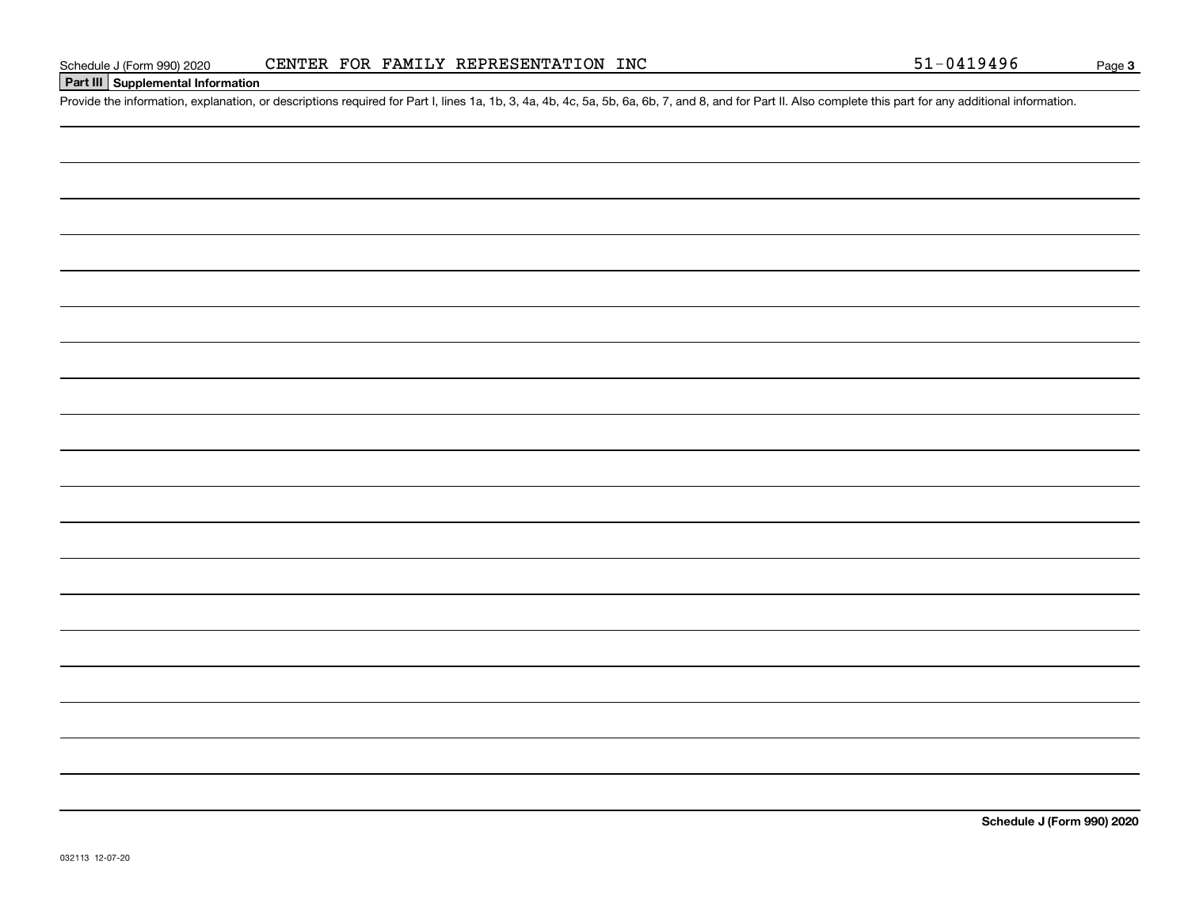Schedule J (Form 990) 2020 CENTER FOR FAMILY REPRESENTATION INC 51-0419496

## Part III Supplemental Information

Provide the information, explanation, or descriptions required for Part I, lines 1a, 1b, 3, 4a, 4b, 4c, 5a, 5b, 6a, 6b, 7, and 8, and for Part II. Also complete this part for any additional information.

**Schedule J (Form 990) 2020**

032113 12-07-20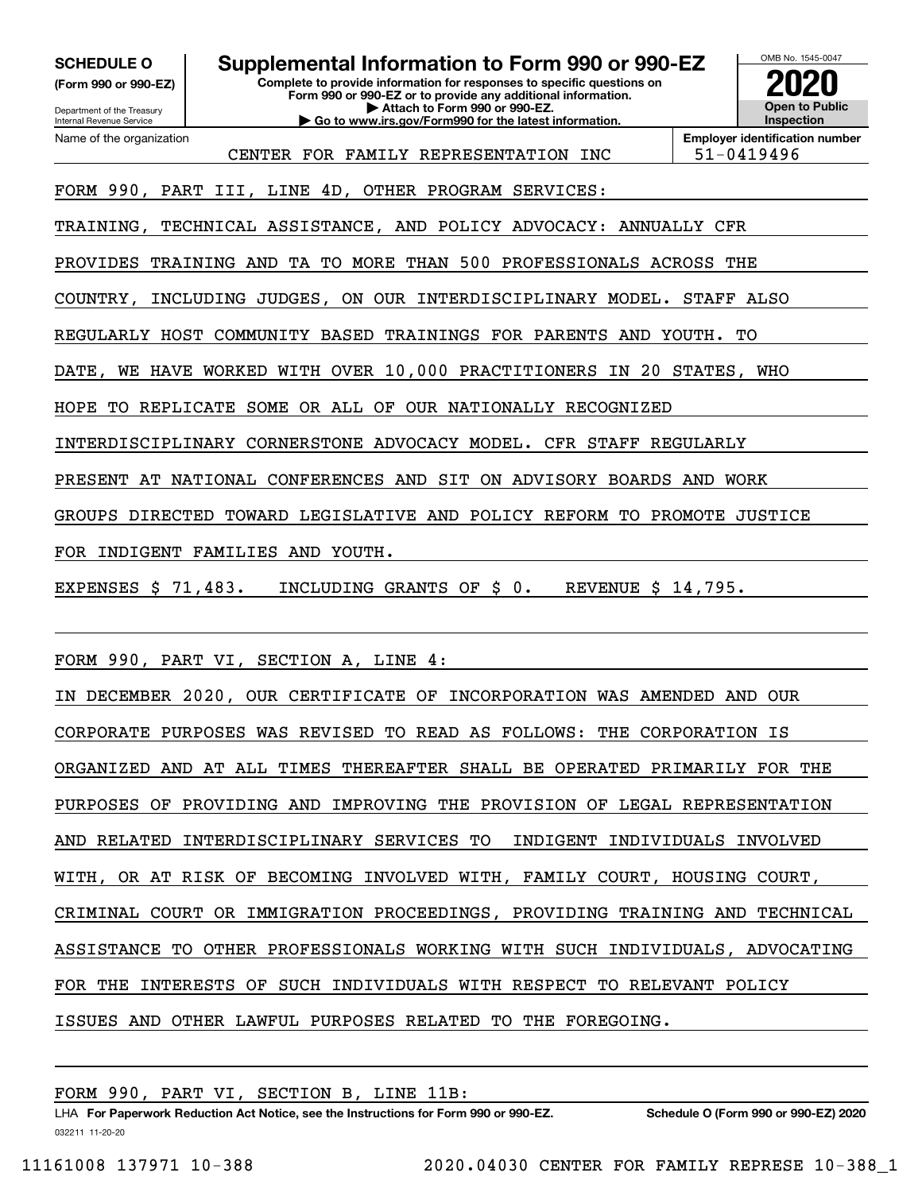**SCHEDULE O**
**(Form 990 or 990-EZ)**

Department of the Treasury
Internal Revenue Service

# Supplemental Information to Form 990 or 990-EZ

**Complete to provide information for responses to specific questions on Form 990 or 990-EZ or to provide any additional information.**
**▶ Attach to Form 990 or 990-EZ.**
**▶ Go to www.irs.gov/Form990 for the latest information.**

OMB No. 1545-0047

**2020**

**Open to Public Inspection**

Name of the organization: CENTER FOR FAMILY REPRESENTATION INC

**Employer identification number**: 51-0419496

FORM 990, PART III, LINE 4D, OTHER PROGRAM SERVICES:

TRAINING, TECHNICAL ASSISTANCE, AND POLICY ADVOCACY: ANNUALLY CFR PROVIDES TRAINING AND TA TO MORE THAN 500 PROFESSIONALS ACROSS THE COUNTRY, INCLUDING JUDGES, ON OUR INTERDISCIPLINARY MODEL. STAFF ALSO REGULARLY HOST COMMUNITY BASED TRAININGS FOR PARENTS AND YOUTH. TO DATE, WE HAVE WORKED WITH OVER 10,000 PRACTITIONERS IN 20 STATES, WHO HOPE TO REPLICATE SOME OR ALL OF OUR NATIONALLY RECOGNIZED INTERDISCIPLINARY CORNERSTONE ADVOCACY MODEL. CFR STAFF REGULARLY PRESENT AT NATIONAL CONFERENCES AND SIT ON ADVISORY BOARDS AND WORK GROUPS DIRECTED TOWARD LEGISLATIVE AND POLICY REFORM TO PROMOTE JUSTICE FOR INDIGENT FAMILIES AND YOUTH.

EXPENSES $ 71,483. INCLUDING GRANTS OF $ 0. REVENUE $ 14,795.

FORM 990, PART VI, SECTION A, LINE 4:

IN DECEMBER 2020, OUR CERTIFICATE OF INCORPORATION WAS AMENDED AND OUR CORPORATE PURPOSES WAS REVISED TO READ AS FOLLOWS: THE CORPORATION IS ORGANIZED AND AT ALL TIMES THEREAFTER SHALL BE OPERATED PRIMARILY FOR THE PURPOSES OF PROVIDING AND IMPROVING THE PROVISION OF LEGAL REPRESENTATION AND RELATED INTERDISCIPLINARY SERVICES TO INDIGENT INDIVIDUALS INVOLVED WITH, OR AT RISK OF BECOMING INVOLVED WITH, FAMILY COURT, HOUSING COURT, CRIMINAL COURT OR IMMIGRATION PROCEEDINGS, PROVIDING TRAINING AND TECHNICAL ASSISTANCE TO OTHER PROFESSIONALS WORKING WITH SUCH INDIVIDUALS, ADVOCATING FOR THE INTERESTS OF SUCH INDIVIDUALS WITH RESPECT TO RELEVANT POLICY ISSUES AND OTHER LAWFUL PURPOSES RELATED TO THE FOREGOING.

FORM 990, PART VI, SECTION B, LINE 11B:

LHA **For Paperwork Reduction Act Notice, see the Instructions for Form 990 or 990-EZ.** **Schedule O (Form 990 or 990-EZ) 2020**
032211 11-20-20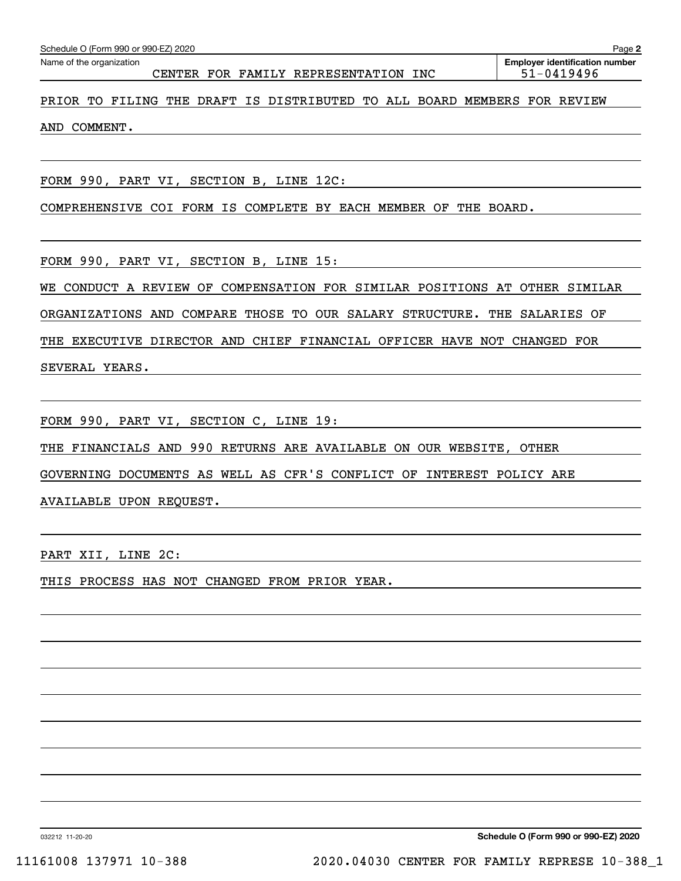Name of the organization
CENTER FOR FAMILY REPRESENTATION INC

**Employer identification number**
51-0419496

PRIOR TO FILING THE DRAFT IS DISTRIBUTED TO ALL BOARD MEMBERS FOR REVIEW AND COMMENT.

FORM 990, PART VI, SECTION B, LINE 12C:

COMPREHENSIVE COI FORM IS COMPLETE BY EACH MEMBER OF THE BOARD.

FORM 990, PART VI, SECTION B, LINE 15:

WE CONDUCT A REVIEW OF COMPENSATION FOR SIMILAR POSITIONS AT OTHER SIMILAR ORGANIZATIONS AND COMPARE THOSE TO OUR SALARY STRUCTURE. THE SALARIES OF THE EXECUTIVE DIRECTOR AND CHIEF FINANCIAL OFFICER HAVE NOT CHANGED FOR SEVERAL YEARS.

FORM 990, PART VI, SECTION C, LINE 19:

THE FINANCIALS AND 990 RETURNS ARE AVAILABLE ON OUR WEBSITE, OTHER GOVERNING DOCUMENTS AS WELL AS CFR'S CONFLICT OF INTEREST POLICY ARE AVAILABLE UPON REQUEST.

PART XII, LINE 2C:

THIS PROCESS HAS NOT CHANGED FROM PRIOR YEAR.